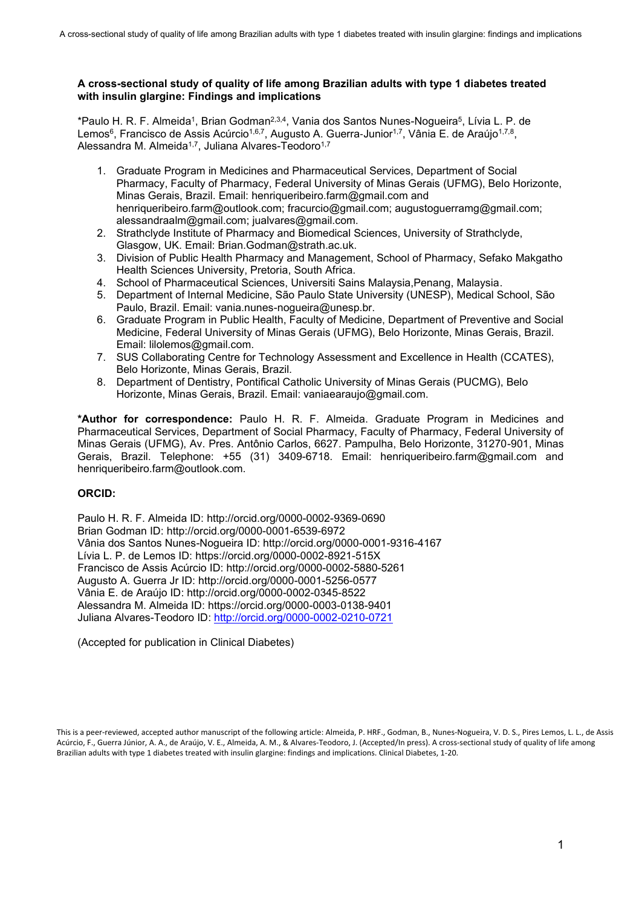**A cross-sectional study of quality of life among Brazilian adults with type 1 diabetes treated with insulin glargine: Findings and implications**

*Paulo H. R. F. Almeida[1], Brian Godman[2,3,4], Vania dos Santos Nunes-Nogueira[5], Lívia L. P. de Lemos[6], Francisco de Assis Acúrcio[1,6,7], Augusto A. Guerra-Junior[1,7], Vânia E. de Araújo[1,7,8], Alessandra M. Almeida[1,7], Juliana Alvares-Teodoro[1,7]

1. Graduate Program in Medicines and Pharmaceutical Services, Department of Social Pharmacy, Faculty of Pharmacy, Federal University of Minas Gerais (UFMG), Belo Horizonte, Minas Gerais, Brazil. Email: henriqueribeiro.farm@gmail.com and henriqueribeiro.farm@outlook.com; fracurcio@gmail.com; augustoguerramg@gmail.com; alessandraalm@gmail.com; jualvares@gmail.com.
2. Strathclyde Institute of Pharmacy and Biomedical Sciences, University of Strathclyde, Glasgow, UK. Email: Brian.Godman@strath.ac.uk.
3. Division of Public Health Pharmacy and Management, School of Pharmacy, Sefako Makgatho Health Sciences University, Pretoria, South Africa.
4. School of Pharmaceutical Sciences, Universiti Sains Malaysia,Penang, Malaysia.
5. Department of Internal Medicine, São Paulo State University (UNESP), Medical School, São Paulo, Brazil. Email: vania.nunes-nogueira@unesp.br.
6. Graduate Program in Public Health, Faculty of Medicine, Department of Preventive and Social Medicine, Federal University of Minas Gerais (UFMG), Belo Horizonte, Minas Gerais, Brazil. Email: lilolemos@gmail.com.
7. SUS Collaborating Centre for Technology Assessment and Excellence in Health (CCATES), Belo Horizonte, Minas Gerais, Brazil.
8. Department of Dentistry, Pontifical Catholic University of Minas Gerais (PUCMG), Belo Horizonte, Minas Gerais, Brazil. Email: vaniaearaujo@gmail.com.

**\*Author for correspondence:** Paulo H. R. F. Almeida. Graduate Program in Medicines and Pharmaceutical Services, Department of Social Pharmacy, Faculty of Pharmacy, Federal University of Minas Gerais (UFMG), Av. Pres. Antônio Carlos, 6627. Pampulha, Belo Horizonte, 31270-901, Minas Gerais, Brazil. Telephone: +55 (31) 3409-6718. Email: henriqueribeiro.farm@gmail.com and henriqueribeiro.farm@outlook.com.

**ORCID:**

Paulo H. R. F. Almeida ID: http://orcid.org/0000-0002-9369-0690
Brian Godman ID: http://orcid.org/0000-0001-6539-6972
Vânia dos Santos Nunes-Nogueira ID: http://orcid.org/0000-0001-9316-4167
Lívia L. P. de Lemos ID: https://orcid.org/0000-0002-8921-515X
Francisco de Assis Acúrcio ID: http://orcid.org/0000-0002-5880-5261
Augusto A. Guerra Jr ID: http://orcid.org/0000-0001-5256-0577
Vânia E. de Araújo ID: http://orcid.org/0000-0002-0345-8522
Alessandra M. Almeida ID: https://orcid.org/0000-0003-0138-9401
Juliana Alvares-Teodoro ID: http://orcid.org/0000-0002-0210-0721

(Accepted for publication in Clinical Diabetes)

This is a peer-reviewed, accepted author manuscript of the following article: Almeida, P. HRF., Godman, B., Nunes-Nogueira, V. D. S., Pires Lemos, L. L., de Assis Acúrcio, F., Guerra Júnior, A. A., de Araújo, V. E., Almeida, A. M., & Alvares-Teodoro, J. (Accepted/In press). A cross-sectional study of quality of life among Brazilian adults with type 1 diabetes treated with insulin glargine: findings and implications. Clinical Diabetes, 1-20.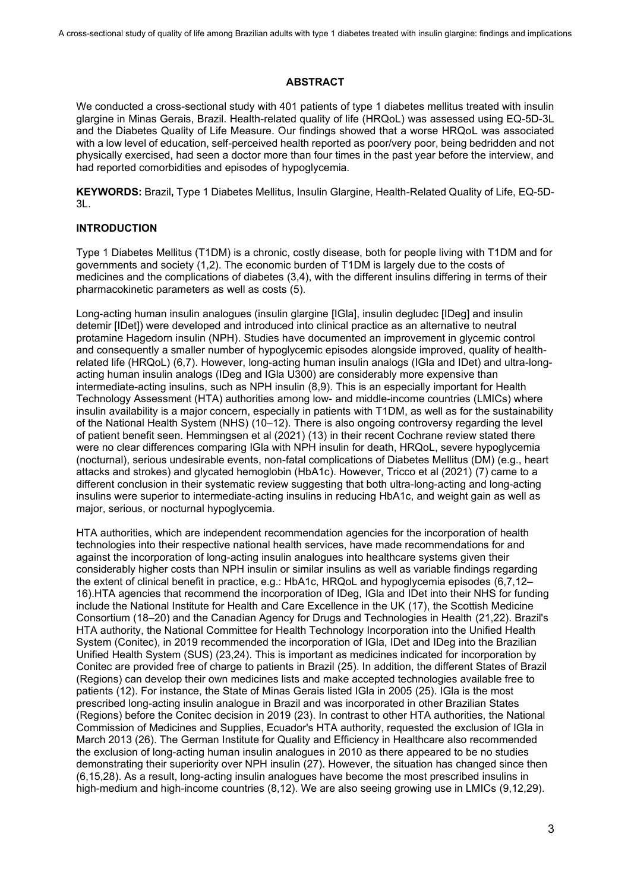## ABSTRACT

We conducted a cross-sectional study with 401 patients of type 1 diabetes mellitus treated with insulin glargine in Minas Gerais, Brazil. Health-related quality of life (HRQoL) was assessed using EQ-5D-3L and the Diabetes Quality of Life Measure. Our findings showed that a worse HRQoL was associated with a low level of education, self-perceived health reported as poor/very poor, being bedridden and not physically exercised, had seen a doctor more than four times in the past year before the interview, and had reported comorbidities and episodes of hypoglycemia.

**KEYWORDS:** Brazil**,** Type 1 Diabetes Mellitus, Insulin Glargine, Health-Related Quality of Life, EQ-5D-3L.

## INTRODUCTION

Type 1 Diabetes Mellitus (T1DM) is a chronic, costly disease, both for people living with T1DM and for governments and society (1,2). The economic burden of T1DM is largely due to the costs of medicines and the complications of diabetes (3,4), with the different insulins differing in terms of their pharmacokinetic parameters as well as costs (5).

Long-acting human insulin analogues (insulin glargine [IGla], insulin degludec [IDeg] and insulin detemir [IDet]) were developed and introduced into clinical practice as an alternative to neutral protamine Hagedorn insulin (NPH). Studies have documented an improvement in glycemic control and consequently a smaller number of hypoglycemic episodes alongside improved, quality of health-related life (HRQoL) (6,7). However, long-acting human insulin analogs (IGla and IDet) and ultra-long-acting human insulin analogs (IDeg and IGla U300) are considerably more expensive than intermediate-acting insulins, such as NPH insulin (8,9). This is an especially important for Health Technology Assessment (HTA) authorities among low- and middle-income countries (LMICs) where insulin availability is a major concern, especially in patients with T1DM, as well as for the sustainability of the National Health System (NHS) (10–12). There is also ongoing controversy regarding the level of patient benefit seen. Hemmingsen et al (2021) (13) in their recent Cochrane review stated there were no clear differences comparing IGla with NPH insulin for death, HRQoL, severe hypoglycemia (nocturnal), serious undesirable events, non-fatal complications of Diabetes Mellitus (DM) (e.g., heart attacks and strokes) and glycated hemoglobin (HbA1c). However, Tricco et al (2021) (7) came to a different conclusion in their systematic review suggesting that both ultra-long-acting and long-acting insulins were superior to intermediate-acting insulins in reducing HbA1c, and weight gain as well as major, serious, or nocturnal hypoglycemia.

HTA authorities, which are independent recommendation agencies for the incorporation of health technologies into their respective national health services, have made recommendations for and against the incorporation of long-acting insulin analogues into healthcare systems given their considerably higher costs than NPH insulin or similar insulins as well as variable findings regarding the extent of clinical benefit in practice, e.g.: HbA1c, HRQoL and hypoglycemia episodes (6,7,12–16).HTA agencies that recommend the incorporation of IDeg, IGla and IDet into their NHS for funding include the National Institute for Health and Care Excellence in the UK (17), the Scottish Medicine Consortium (18–20) and the Canadian Agency for Drugs and Technologies in Health (21,22). Brazil's HTA authority, the National Committee for Health Technology Incorporation into the Unified Health System (Conitec), in 2019 recommended the incorporation of IGla, IDet and IDeg into the Brazilian Unified Health System (SUS) (23,24). This is important as medicines indicated for incorporation by Conitec are provided free of charge to patients in Brazil (25). In addition, the different States of Brazil (Regions) can develop their own medicines lists and make accepted technologies available free to patients (12). For instance, the State of Minas Gerais listed IGla in 2005 (25). IGla is the most prescribed long-acting insulin analogue in Brazil and was incorporated in other Brazilian States (Regions) before the Conitec decision in 2019 (23). In contrast to other HTA authorities, the National Commission of Medicines and Supplies, Ecuador's HTA authority, requested the exclusion of IGla in March 2013 (26). The German Institute for Quality and Efficiency in Healthcare also recommended the exclusion of long-acting human insulin analogues in 2010 as there appeared to be no studies demonstrating their superiority over NPH insulin (27). However, the situation has changed since then (6,15,28). As a result, long-acting insulin analogues have become the most prescribed insulins in high-medium and high-income countries (8,12). We are also seeing growing use in LMICs (9,12,29).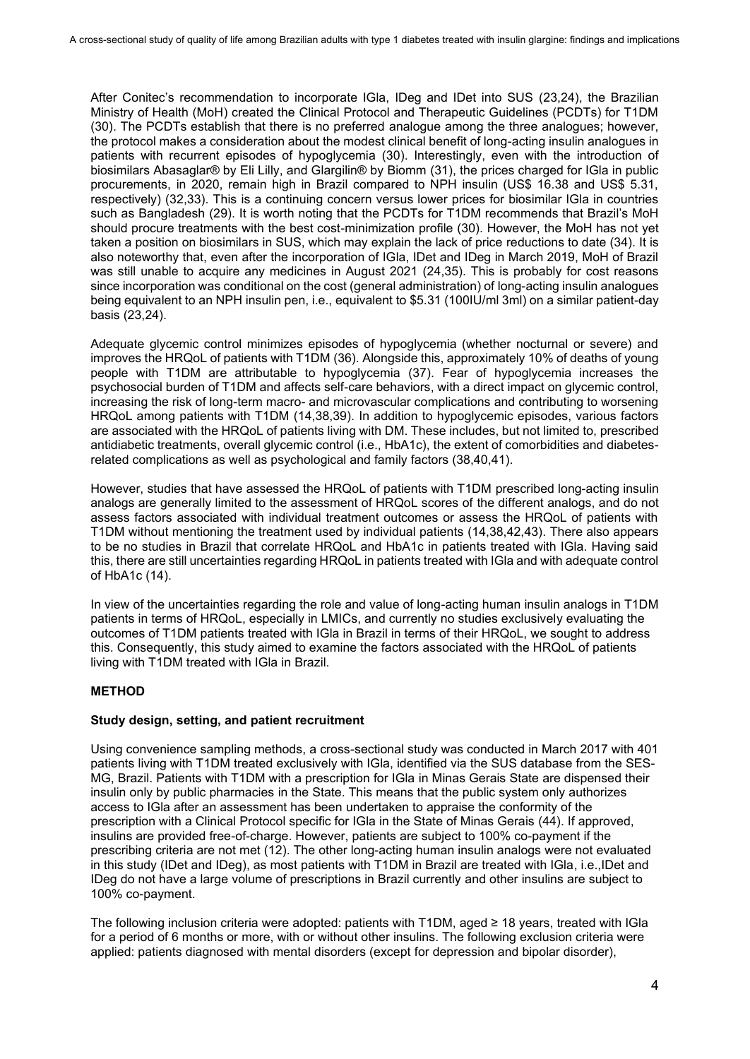After Conitec's recommendation to incorporate IGla, IDeg and IDet into SUS (23,24), the Brazilian Ministry of Health (MoH) created the Clinical Protocol and Therapeutic Guidelines (PCDTs) for T1DM (30). The PCDTs establish that there is no preferred analogue among the three analogues; however, the protocol makes a consideration about the modest clinical benefit of long-acting insulin analogues in patients with recurrent episodes of hypoglycemia (30). Interestingly, even with the introduction of biosimilars Abasaglar® by Eli Lilly, and Glargilin® by Biomm (31), the prices charged for IGla in public procurements, in 2020, remain high in Brazil compared to NPH insulin (US$ 16.38 and US$ 5.31, respectively) (32,33). This is a continuing concern versus lower prices for biosimilar IGla in countries such as Bangladesh (29). It is worth noting that the PCDTs for T1DM recommends that Brazil's MoH should procure treatments with the best cost-minimization profile (30). However, the MoH has not yet taken a position on biosimilars in SUS, which may explain the lack of price reductions to date (34). It is also noteworthy that, even after the incorporation of IGla, IDet and IDeg in March 2019, MoH of Brazil was still unable to acquire any medicines in August 2021 (24,35). This is probably for cost reasons since incorporation was conditional on the cost (general administration) of long-acting insulin analogues being equivalent to an NPH insulin pen, i.e., equivalent to $5.31 (100IU/ml 3ml) on a similar patient-day basis (23,24).

Adequate glycemic control minimizes episodes of hypoglycemia (whether nocturnal or severe) and improves the HRQoL of patients with T1DM (36). Alongside this, approximately 10% of deaths of young people with T1DM are attributable to hypoglycemia (37). Fear of hypoglycemia increases the psychosocial burden of T1DM and affects self-care behaviors, with a direct impact on glycemic control, increasing the risk of long-term macro- and microvascular complications and contributing to worsening HRQoL among patients with T1DM (14,38,39). In addition to hypoglycemic episodes, various factors are associated with the HRQoL of patients living with DM. These includes, but not limited to, prescribed antidiabetic treatments, overall glycemic control (i.e., HbA1c), the extent of comorbidities and diabetes-related complications as well as psychological and family factors (38,40,41).

However, studies that have assessed the HRQoL of patients with T1DM prescribed long-acting insulin analogs are generally limited to the assessment of HRQoL scores of the different analogs, and do not assess factors associated with individual treatment outcomes or assess the HRQoL of patients with T1DM without mentioning the treatment used by individual patients (14,38,42,43). There also appears to be no studies in Brazil that correlate HRQoL and HbA1c in patients treated with IGla. Having said this, there are still uncertainties regarding HRQoL in patients treated with IGla and with adequate control of HbA1c (14).

In view of the uncertainties regarding the role and value of long-acting human insulin analogs in T1DM patients in terms of HRQoL, especially in LMICs, and currently no studies exclusively evaluating the outcomes of T1DM patients treated with IGla in Brazil in terms of their HRQoL, we sought to address this. Consequently, this study aimed to examine the factors associated with the HRQoL of patients living with T1DM treated with IGla in Brazil.

## METHOD

### Study design, setting, and patient recruitment

Using convenience sampling methods, a cross-sectional study was conducted in March 2017 with 401 patients living with T1DM treated exclusively with IGla, identified via the SUS database from the SES-MG, Brazil. Patients with T1DM with a prescription for IGla in Minas Gerais State are dispensed their insulin only by public pharmacies in the State. This means that the public system only authorizes access to IGla after an assessment has been undertaken to appraise the conformity of the prescription with a Clinical Protocol specific for IGla in the State of Minas Gerais (44). If approved, insulins are provided free-of-charge. However, patients are subject to 100% co-payment if the prescribing criteria are not met (12). The other long-acting human insulin analogs were not evaluated in this study (IDet and IDeg), as most patients with T1DM in Brazil are treated with IGla, i.e.,IDet and IDeg do not have a large volume of prescriptions in Brazil currently and other insulins are subject to 100% co-payment.

The following inclusion criteria were adopted: patients with T1DM, aged ≥ 18 years, treated with IGla for a period of 6 months or more, with or without other insulins. The following exclusion criteria were applied: patients diagnosed with mental disorders (except for depression and bipolar disorder),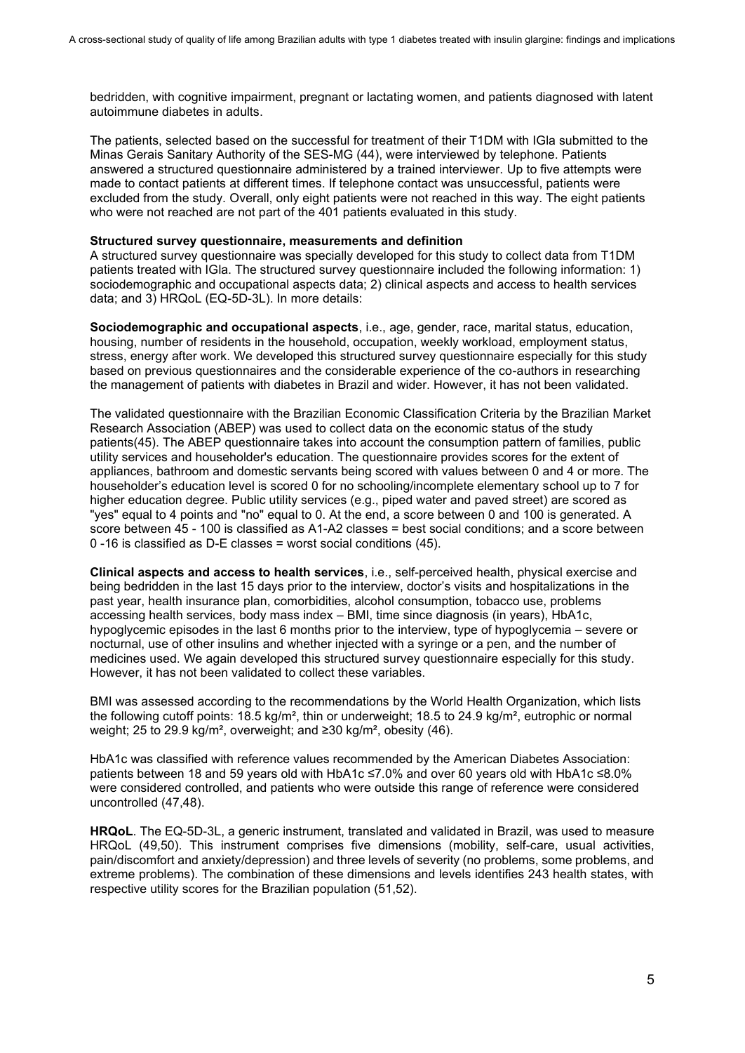bedridden, with cognitive impairment, pregnant or lactating women, and patients diagnosed with latent autoimmune diabetes in adults.

The patients, selected based on the successful for treatment of their T1DM with IGla submitted to the Minas Gerais Sanitary Authority of the SES-MG (44), were interviewed by telephone. Patients answered a structured questionnaire administered by a trained interviewer. Up to five attempts were made to contact patients at different times. If telephone contact was unsuccessful, patients were excluded from the study. Overall, only eight patients were not reached in this way. The eight patients who were not reached are not part of the 401 patients evaluated in this study.

**Structured survey questionnaire, measurements and definition**
A structured survey questionnaire was specially developed for this study to collect data from T1DM patients treated with IGla. The structured survey questionnaire included the following information: 1) sociodemographic and occupational aspects data; 2) clinical aspects and access to health services data; and 3) HRQoL (EQ-5D-3L). In more details:

**Sociodemographic and occupational aspects**, i.e., age, gender, race, marital status, education, housing, number of residents in the household, occupation, weekly workload, employment status, stress, energy after work. We developed this structured survey questionnaire especially for this study based on previous questionnaires and the considerable experience of the co-authors in researching the management of patients with diabetes in Brazil and wider. However, it has not been validated.

The validated questionnaire with the Brazilian Economic Classification Criteria by the Brazilian Market Research Association (ABEP) was used to collect data on the economic status of the study patients(45). The ABEP questionnaire takes into account the consumption pattern of families, public utility services and householder's education. The questionnaire provides scores for the extent of appliances, bathroom and domestic servants being scored with values between 0 and 4 or more. The householder's education level is scored 0 for no schooling/incomplete elementary school up to 7 for higher education degree. Public utility services (e.g., piped water and paved street) are scored as "yes" equal to 4 points and "no" equal to 0. At the end, a score between 0 and 100 is generated. A score between 45 - 100 is classified as A1-A2 classes = best social conditions; and a score between 0 -16 is classified as D-E classes = worst social conditions (45).

**Clinical aspects and access to health services**, i.e., self-perceived health, physical exercise and being bedridden in the last 15 days prior to the interview, doctor's visits and hospitalizations in the past year, health insurance plan, comorbidities, alcohol consumption, tobacco use, problems accessing health services, body mass index – BMI, time since diagnosis (in years), HbA1c, hypoglycemic episodes in the last 6 months prior to the interview, type of hypoglycemia – severe or nocturnal, use of other insulins and whether injected with a syringe or a pen, and the number of medicines used. We again developed this structured survey questionnaire especially for this study. However, it has not been validated to collect these variables.

BMI was assessed according to the recommendations by the World Health Organization, which lists the following cutoff points: 18.5 kg/m², thin or underweight; 18.5 to 24.9 kg/m², eutrophic or normal weight; 25 to 29.9 kg/m², overweight; and ≥30 kg/m², obesity (46).

HbA1c was classified with reference values recommended by the American Diabetes Association: patients between 18 and 59 years old with HbA1c ≤7.0% and over 60 years old with HbA1c ≤8.0% were considered controlled, and patients who were outside this range of reference were considered uncontrolled (47,48).

**HRQoL**. The EQ-5D-3L, a generic instrument, translated and validated in Brazil, was used to measure HRQoL (49,50). This instrument comprises five dimensions (mobility, self-care, usual activities, pain/discomfort and anxiety/depression) and three levels of severity (no problems, some problems, and extreme problems). The combination of these dimensions and levels identifies 243 health states, with respective utility scores for the Brazilian population (51,52).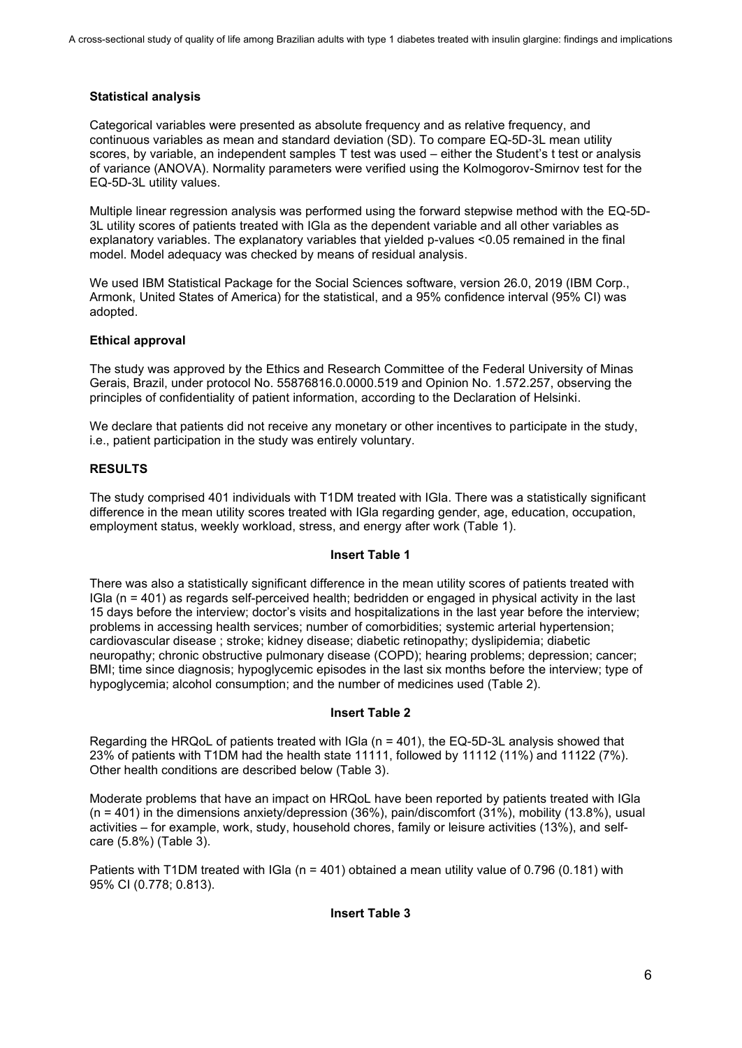**Statistical analysis**

Categorical variables were presented as absolute frequency and as relative frequency, and continuous variables as mean and standard deviation (SD). To compare EQ-5D-3L mean utility scores, by variable, an independent samples T test was used – either the Student's t test or analysis of variance (ANOVA). Normality parameters were verified using the Kolmogorov-Smirnov test for the EQ-5D-3L utility values.

Multiple linear regression analysis was performed using the forward stepwise method with the EQ-5D-3L utility scores of patients treated with IGla as the dependent variable and all other variables as explanatory variables. The explanatory variables that yielded p-values <0.05 remained in the final model. Model adequacy was checked by means of residual analysis.

We used IBM Statistical Package for the Social Sciences software, version 26.0, 2019 (IBM Corp., Armonk, United States of America) for the statistical, and a 95% confidence interval (95% CI) was adopted.

**Ethical approval**

The study was approved by the Ethics and Research Committee of the Federal University of Minas Gerais, Brazil, under protocol No. 55876816.0.0000.519 and Opinion No. 1.572.257, observing the principles of confidentiality of patient information, according to the Declaration of Helsinki.

We declare that patients did not receive any monetary or other incentives to participate in the study, i.e., patient participation in the study was entirely voluntary.

**RESULTS**

The study comprised 401 individuals with T1DM treated with IGla. There was a statistically significant difference in the mean utility scores treated with IGla regarding gender, age, education, occupation, employment status, weekly workload, stress, and energy after work (Table 1).

**Insert Table 1**

There was also a statistically significant difference in the mean utility scores of patients treated with IGla (n = 401) as regards self-perceived health; bedridden or engaged in physical activity in the last 15 days before the interview; doctor's visits and hospitalizations in the last year before the interview; problems in accessing health services; number of comorbidities; systemic arterial hypertension; cardiovascular disease ; stroke; kidney disease; diabetic retinopathy; dyslipidemia; diabetic neuropathy; chronic obstructive pulmonary disease (COPD); hearing problems; depression; cancer; BMI; time since diagnosis; hypoglycemic episodes in the last six months before the interview; type of hypoglycemia; alcohol consumption; and the number of medicines used (Table 2).

**Insert Table 2**

Regarding the HRQoL of patients treated with IGla (n = 401), the EQ-5D-3L analysis showed that 23% of patients with T1DM had the health state 11111, followed by 11112 (11%) and 11122 (7%). Other health conditions are described below (Table 3).

Moderate problems that have an impact on HRQoL have been reported by patients treated with IGla (n = 401) in the dimensions anxiety/depression (36%), pain/discomfort (31%), mobility (13.8%), usual activities – for example, work, study, household chores, family or leisure activities (13%), and self-care (5.8%) (Table 3).

Patients with T1DM treated with IGla (n = 401) obtained a mean utility value of 0.796 (0.181) with 95% CI (0.778; 0.813).

**Insert Table 3**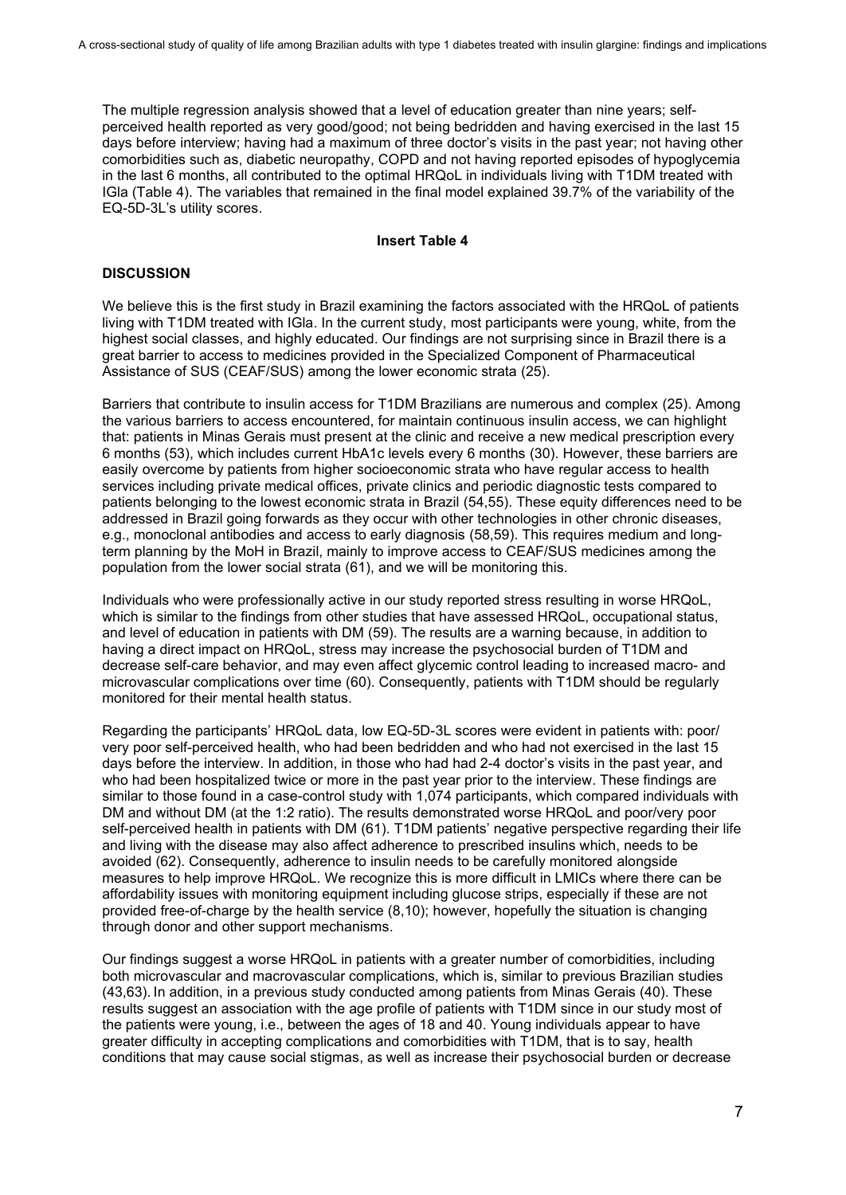The multiple regression analysis showed that a level of education greater than nine years; self-perceived health reported as very good/good; not being bedridden and having exercised in the last 15 days before interview; having had a maximum of three doctor's visits in the past year; not having other comorbidities such as, diabetic neuropathy, COPD and not having reported episodes of hypoglycemia in the last 6 months, all contributed to the optimal HRQoL in individuals living with T1DM treated with IGla (Table 4). The variables that remained in the final model explained 39.7% of the variability of the EQ-5D-3L's utility scores.

**Insert Table 4**

## DISCUSSION

We believe this is the first study in Brazil examining the factors associated with the HRQoL of patients living with T1DM treated with IGla. In the current study, most participants were young, white, from the highest social classes, and highly educated. Our findings are not surprising since in Brazil there is a great barrier to access to medicines provided in the Specialized Component of Pharmaceutical Assistance of SUS (CEAF/SUS) among the lower economic strata (25).

Barriers that contribute to insulin access for T1DM Brazilians are numerous and complex (25). Among the various barriers to access encountered, for maintain continuous insulin access, we can highlight that: patients in Minas Gerais must present at the clinic and receive a new medical prescription every 6 months (53), which includes current HbA1c levels every 6 months (30). However, these barriers are easily overcome by patients from higher socioeconomic strata who have regular access to health services including private medical offices, private clinics and periodic diagnostic tests compared to patients belonging to the lowest economic strata in Brazil (54,55). These equity differences need to be addressed in Brazil going forwards as they occur with other technologies in other chronic diseases, e.g., monoclonal antibodies and access to early diagnosis (58,59). This requires medium and long-term planning by the MoH in Brazil, mainly to improve access to CEAF/SUS medicines among the population from the lower social strata (61), and we will be monitoring this.

Individuals who were professionally active in our study reported stress resulting in worse HRQoL, which is similar to the findings from other studies that have assessed HRQoL, occupational status, and level of education in patients with DM (59). The results are a warning because, in addition to having a direct impact on HRQoL, stress may increase the psychosocial burden of T1DM and decrease self-care behavior, and may even affect glycemic control leading to increased macro- and microvascular complications over time (60). Consequently, patients with T1DM should be regularly monitored for their mental health status.

Regarding the participants' HRQoL data, low EQ-5D-3L scores were evident in patients with: poor/ very poor self-perceived health, who had been bedridden and who had not exercised in the last 15 days before the interview. In addition, in those who had had 2-4 doctor's visits in the past year, and who had been hospitalized twice or more in the past year prior to the interview. These findings are similar to those found in a case-control study with 1,074 participants, which compared individuals with DM and without DM (at the 1:2 ratio). The results demonstrated worse HRQoL and poor/very poor self-perceived health in patients with DM (61). T1DM patients' negative perspective regarding their life and living with the disease may also affect adherence to prescribed insulins which, needs to be avoided (62). Consequently, adherence to insulin needs to be carefully monitored alongside measures to help improve HRQoL. We recognize this is more difficult in LMICs where there can be affordability issues with monitoring equipment including glucose strips, especially if these are not provided free-of-charge by the health service (8,10); however, hopefully the situation is changing through donor and other support mechanisms.

Our findings suggest a worse HRQoL in patients with a greater number of comorbidities, including both microvascular and macrovascular complications, which is, similar to previous Brazilian studies (43,63). In addition, in a previous study conducted among patients from Minas Gerais (40). These results suggest an association with the age profile of patients with T1DM since in our study most of the patients were young, i.e., between the ages of 18 and 40. Young individuals appear to have greater difficulty in accepting complications and comorbidities with T1DM, that is to say, health conditions that may cause social stigmas, as well as increase their psychosocial burden or decrease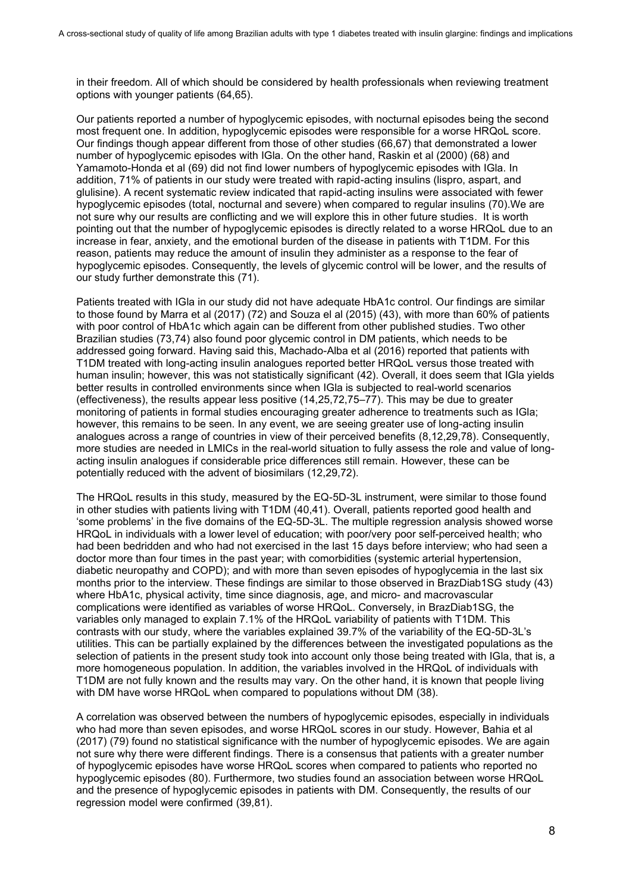in their freedom. All of which should be considered by health professionals when reviewing treatment options with younger patients (64,65).

Our patients reported a number of hypoglycemic episodes, with nocturnal episodes being the second most frequent one. In addition, hypoglycemic episodes were responsible for a worse HRQoL score. Our findings though appear different from those of other studies (66,67) that demonstrated a lower number of hypoglycemic episodes with IGla. On the other hand, Raskin et al (2000) (68) and Yamamoto-Honda et al (69) did not find lower numbers of hypoglycemic episodes with IGla. In addition, 71% of patients in our study were treated with rapid-acting insulins (lispro, aspart, and glulisine). A recent systematic review indicated that rapid-acting insulins were associated with fewer hypoglycemic episodes (total, nocturnal and severe) when compared to regular insulins (70).We are not sure why our results are conflicting and we will explore this in other future studies. It is worth pointing out that the number of hypoglycemic episodes is directly related to a worse HRQoL due to an increase in fear, anxiety, and the emotional burden of the disease in patients with T1DM. For this reason, patients may reduce the amount of insulin they administer as a response to the fear of hypoglycemic episodes. Consequently, the levels of glycemic control will be lower, and the results of our study further demonstrate this (71).

Patients treated with IGla in our study did not have adequate HbA1c control. Our findings are similar to those found by Marra et al (2017) (72) and Souza el al (2015) (43), with more than 60% of patients with poor control of HbA1c which again can be different from other published studies. Two other Brazilian studies (73,74) also found poor glycemic control in DM patients, which needs to be addressed going forward. Having said this, Machado-Alba et al (2016) reported that patients with T1DM treated with long-acting insulin analogues reported better HRQoL versus those treated with human insulin; however, this was not statistically significant (42). Overall, it does seem that IGla yields better results in controlled environments since when IGla is subjected to real-world scenarios (effectiveness), the results appear less positive (14,25,72,75–77). This may be due to greater monitoring of patients in formal studies encouraging greater adherence to treatments such as IGla; however, this remains to be seen. In any event, we are seeing greater use of long-acting insulin analogues across a range of countries in view of their perceived benefits (8,12,29,78). Consequently, more studies are needed in LMICs in the real-world situation to fully assess the role and value of long-acting insulin analogues if considerable price differences still remain. However, these can be potentially reduced with the advent of biosimilars (12,29,72).

The HRQoL results in this study, measured by the EQ-5D-3L instrument, were similar to those found in other studies with patients living with T1DM (40,41). Overall, patients reported good health and 'some problems' in the five domains of the EQ-5D-3L. The multiple regression analysis showed worse HRQoL in individuals with a lower level of education; with poor/very poor self-perceived health; who had been bedridden and who had not exercised in the last 15 days before interview; who had seen a doctor more than four times in the past year; with comorbidities (systemic arterial hypertension, diabetic neuropathy and COPD); and with more than seven episodes of hypoglycemia in the last six months prior to the interview. These findings are similar to those observed in BrazDiab1SG study (43) where HbA1c, physical activity, time since diagnosis, age, and micro- and macrovascular complications were identified as variables of worse HRQoL. Conversely, in BrazDiab1SG, the variables only managed to explain 7.1% of the HRQoL variability of patients with T1DM. This contrasts with our study, where the variables explained 39.7% of the variability of the EQ-5D-3L's utilities. This can be partially explained by the differences between the investigated populations as the selection of patients in the present study took into account only those being treated with IGla, that is, a more homogeneous population. In addition, the variables involved in the HRQoL of individuals with T1DM are not fully known and the results may vary. On the other hand, it is known that people living with DM have worse HRQoL when compared to populations without DM (38).

A correlation was observed between the numbers of hypoglycemic episodes, especially in individuals who had more than seven episodes, and worse HRQoL scores in our study. However, Bahia et al (2017) (79) found no statistical significance with the number of hypoglycemic episodes. We are again not sure why there were different findings. There is a consensus that patients with a greater number of hypoglycemic episodes have worse HRQoL scores when compared to patients who reported no hypoglycemic episodes (80). Furthermore, two studies found an association between worse HRQoL and the presence of hypoglycemic episodes in patients with DM. Consequently, the results of our regression model were confirmed (39,81).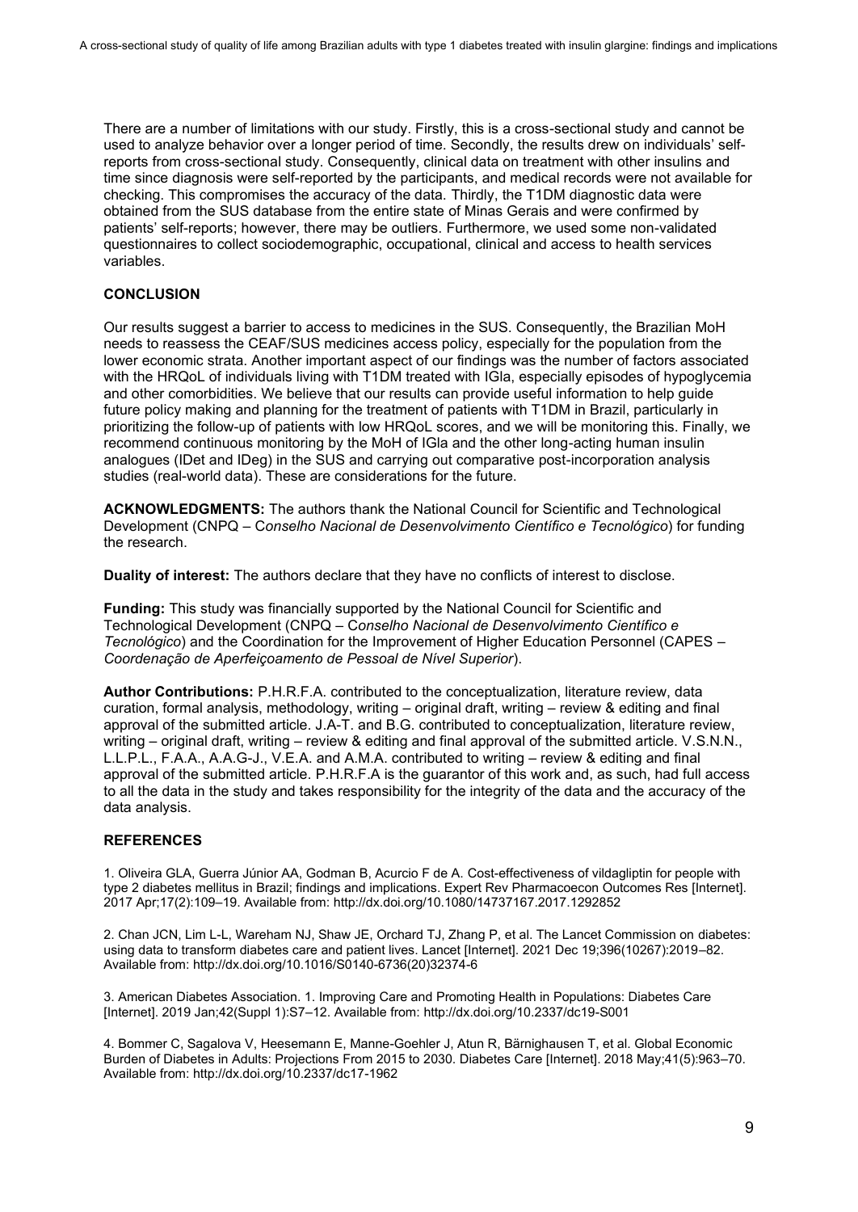There are a number of limitations with our study. Firstly, this is a cross-sectional study and cannot be used to analyze behavior over a longer period of time. Secondly, the results drew on individuals' self-reports from cross-sectional study. Consequently, clinical data on treatment with other insulins and time since diagnosis were self-reported by the participants, and medical records were not available for checking. This compromises the accuracy of the data. Thirdly, the T1DM diagnostic data were obtained from the SUS database from the entire state of Minas Gerais and were confirmed by patients' self-reports; however, there may be outliers. Furthermore, we used some non-validated questionnaires to collect sociodemographic, occupational, clinical and access to health services variables.

## CONCLUSION

Our results suggest a barrier to access to medicines in the SUS. Consequently, the Brazilian MoH needs to reassess the CEAF/SUS medicines access policy, especially for the population from the lower economic strata. Another important aspect of our findings was the number of factors associated with the HRQoL of individuals living with T1DM treated with IGla, especially episodes of hypoglycemia and other comorbidities. We believe that our results can provide useful information to help guide future policy making and planning for the treatment of patients with T1DM in Brazil, particularly in prioritizing the follow-up of patients with low HRQoL scores, and we will be monitoring this. Finally, we recommend continuous monitoring by the MoH of IGla and the other long-acting human insulin analogues (IDet and IDeg) in the SUS and carrying out comparative post-incorporation analysis studies (real-world data). These are considerations for the future.

**ACKNOWLEDGMENTS:** The authors thank the National Council for Scientific and Technological Development (CNPQ – C*onselho Nacional de Desenvolvimento Científico e Tecnológico*) for funding the research.

**Duality of interest:** The authors declare that they have no conflicts of interest to disclose.

**Funding:** This study was financially supported by the National Council for Scientific and Technological Development (CNPQ – C*onselho Nacional de Desenvolvimento Científico e Tecnológico*) and the Coordination for the Improvement of Higher Education Personnel (CAPES – *Coordenação de Aperfeiçoamento de Pessoal de Nível Superior*).

**Author Contributions:** P.H.R.F.A. contributed to the conceptualization, literature review, data curation, formal analysis, methodology, writing – original draft, writing – review & editing and final approval of the submitted article. J.A-T. and B.G. contributed to conceptualization, literature review, writing – original draft, writing – review & editing and final approval of the submitted article. V.S.N.N., L.L.P.L., F.A.A., A.A.G-J., V.E.A. and A.M.A. contributed to writing – review & editing and final approval of the submitted article. P.H.R.F.A is the guarantor of this work and, as such, had full access to all the data in the study and takes responsibility for the integrity of the data and the accuracy of the data analysis.

## REFERENCES

1. Oliveira GLA, Guerra Júnior AA, Godman B, Acurcio F de A. Cost-effectiveness of vildagliptin for people with type 2 diabetes mellitus in Brazil; findings and implications. Expert Rev Pharmacoecon Outcomes Res [Internet]. 2017 Apr;17(2):109–19. Available from: http://dx.doi.org/10.1080/14737167.2017.1292852

2. Chan JCN, Lim L-L, Wareham NJ, Shaw JE, Orchard TJ, Zhang P, et al. The Lancet Commission on diabetes: using data to transform diabetes care and patient lives. Lancet [Internet]. 2021 Dec 19;396(10267):2019–82. Available from: http://dx.doi.org/10.1016/S0140-6736(20)32374-6

3. American Diabetes Association. 1. Improving Care and Promoting Health in Populations: Diabetes Care [Internet]. 2019 Jan;42(Suppl 1):S7–12. Available from: http://dx.doi.org/10.2337/dc19-S001

4. Bommer C, Sagalova V, Heesemann E, Manne-Goehler J, Atun R, Bärnighausen T, et al. Global Economic Burden of Diabetes in Adults: Projections From 2015 to 2030. Diabetes Care [Internet]. 2018 May;41(5):963–70. Available from: http://dx.doi.org/10.2337/dc17-1962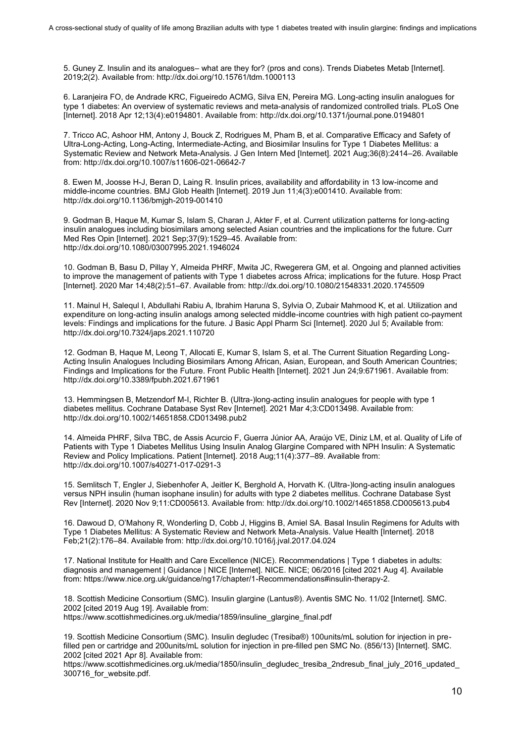5. Guney Z. Insulin and its analogues– what are they for? (pros and cons). Trends Diabetes Metab [Internet]. 2019;2(2). Available from: http://dx.doi.org/10.15761/tdm.1000113

6. Laranjeira FO, de Andrade KRC, Figueiredo ACMG, Silva EN, Pereira MG. Long-acting insulin analogues for type 1 diabetes: An overview of systematic reviews and meta-analysis of randomized controlled trials. PLoS One [Internet]. 2018 Apr 12;13(4):e0194801. Available from: http://dx.doi.org/10.1371/journal.pone.0194801

7. Tricco AC, Ashoor HM, Antony J, Bouck Z, Rodrigues M, Pham B, et al. Comparative Efficacy and Safety of Ultra-Long-Acting, Long-Acting, Intermediate-Acting, and Biosimilar Insulins for Type 1 Diabetes Mellitus: a Systematic Review and Network Meta-Analysis. J Gen Intern Med [Internet]. 2021 Aug;36(8):2414–26. Available from: http://dx.doi.org/10.1007/s11606-021-06642-7

8. Ewen M, Joosse H-J, Beran D, Laing R. Insulin prices, availability and affordability in 13 low-income and middle-income countries. BMJ Glob Health [Internet]. 2019 Jun 11;4(3):e001410. Available from: http://dx.doi.org/10.1136/bmjgh-2019-001410

9. Godman B, Haque M, Kumar S, Islam S, Charan J, Akter F, et al. Current utilization patterns for long-acting insulin analogues including biosimilars among selected Asian countries and the implications for the future. Curr Med Res Opin [Internet]. 2021 Sep;37(9):1529–45. Available from: http://dx.doi.org/10.1080/03007995.2021.1946024

10. Godman B, Basu D, Pillay Y, Almeida PHRF, Mwita JC, Rwegerera GM, et al. Ongoing and planned activities to improve the management of patients with Type 1 diabetes across Africa; implications for the future. Hosp Pract [Internet]. 2020 Mar 14;48(2):51–67. Available from: http://dx.doi.org/10.1080/21548331.2020.1745509

11. Mainul H, Salequl I, Abdullahi Rabiu A, Ibrahim Haruna S, Sylvia O, Zubair Mahmood K, et al. Utilization and expenditure on long-acting insulin analogs among selected middle-income countries with high patient co-payment levels: Findings and implications for the future. J Basic Appl Pharm Sci [Internet]. 2020 Jul 5; Available from: http://dx.doi.org/10.7324/japs.2021.110720

12. Godman B, Haque M, Leong T, Allocati E, Kumar S, Islam S, et al. The Current Situation Regarding Long-Acting Insulin Analogues Including Biosimilars Among African, Asian, European, and South American Countries; Findings and Implications for the Future. Front Public Health [Internet]. 2021 Jun 24;9:671961. Available from: http://dx.doi.org/10.3389/fpubh.2021.671961

13. Hemmingsen B, Metzendorf M-I, Richter B. (Ultra-)long-acting insulin analogues for people with type 1 diabetes mellitus. Cochrane Database Syst Rev [Internet]. 2021 Mar 4;3:CD013498. Available from: http://dx.doi.org/10.1002/14651858.CD013498.pub2

14. Almeida PHRF, Silva TBC, de Assis Acurcio F, Guerra Júnior AA, Araújo VE, Diniz LM, et al. Quality of Life of Patients with Type 1 Diabetes Mellitus Using Insulin Analog Glargine Compared with NPH Insulin: A Systematic Review and Policy Implications. Patient [Internet]. 2018 Aug;11(4):377–89. Available from: http://dx.doi.org/10.1007/s40271-017-0291-3

15. Semlitsch T, Engler J, Siebenhofer A, Jeitler K, Berghold A, Horvath K. (Ultra-)long-acting insulin analogues versus NPH insulin (human isophane insulin) for adults with type 2 diabetes mellitus. Cochrane Database Syst Rev [Internet]. 2020 Nov 9;11:CD005613. Available from: http://dx.doi.org/10.1002/14651858.CD005613.pub4

16. Dawoud D, O'Mahony R, Wonderling D, Cobb J, Higgins B, Amiel SA. Basal Insulin Regimens for Adults with Type 1 Diabetes Mellitus: A Systematic Review and Network Meta-Analysis. Value Health [Internet]. 2018 Feb;21(2):176–84. Available from: http://dx.doi.org/10.1016/j.jval.2017.04.024

17. National Institute for Health and Care Excellence (NICE). Recommendations | Type 1 diabetes in adults: diagnosis and management | Guidance | NICE [Internet]. NICE. NICE; 06/2016 [cited 2021 Aug 4]. Available from: https://www.nice.org.uk/guidance/ng17/chapter/1-Recommendations#insulin-therapy-2.

18. Scottish Medicine Consortium (SMC). Insulin glargine (Lantus®). Aventis SMC No. 11/02 [Internet]. SMC. 2002 [cited 2019 Aug 19]. Available from: https://www.scottishmedicines.org.uk/media/1859/insuline_glargine_final.pdf

19. Scottish Medicine Consortium (SMC). Insulin degludec (Tresiba®) 100units/mL solution for injection in pre-filled pen or cartridge and 200units/mL solution for injection in pre-filled pen SMC No. (856/13) [Internet]. SMC. 2002 [cited 2021 Apr 8]. Available from: https://www.scottishmedicines.org.uk/media/1850/insulin_degludec_tresiba_2ndresub_final_july_2016_updated_300716_for_website.pdf.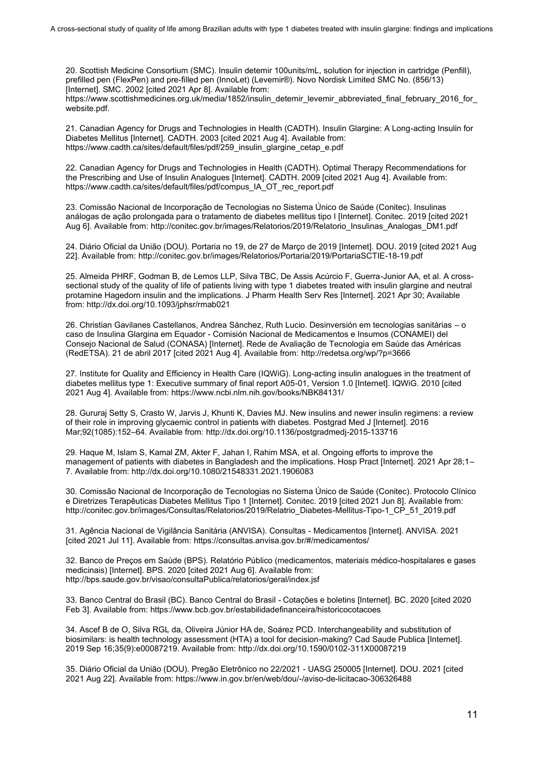20. Scottish Medicine Consortium (SMC). Insulin detemir 100units/mL, solution for injection in cartridge (Penfill), prefilled pen (FlexPen) and pre-filled pen (InnoLet) (Levemir®). Novo Nordisk Limited SMC No. (856/13) [Internet]. SMC. 2002 [cited 2021 Apr 8]. Available from: https://www.scottishmedicines.org.uk/media/1852/insulin_detemir_levemir_abbreviated_final_february_2016_for_website.pdf.

21. Canadian Agency for Drugs and Technologies in Health (CADTH). Insulin Glargine: A Long-acting Insulin for Diabetes Mellitus [Internet]. CADTH. 2003 [cited 2021 Aug 4]. Available from: https://www.cadth.ca/sites/default/files/pdf/259_insulin_glargine_cetap_e.pdf

22. Canadian Agency for Drugs and Technologies in Health (CADTH). Optimal Therapy Recommendations for the Prescribing and Use of Insulin Analogues [Internet]. CADTH. 2009 [cited 2021 Aug 4]. Available from: https://www.cadth.ca/sites/default/files/pdf/compus_IA_OT_rec_report.pdf

23. Comissão Nacional de Incorporação de Tecnologias no Sistema Único de Saúde (Conitec). Insulinas análogas de ação prolongada para o tratamento de diabetes mellitus tipo I [Internet]. Conitec. 2019 [cited 2021 Aug 6]. Available from: http://conitec.gov.br/images/Relatorios/2019/Relatorio_Insulinas_Analogas_DM1.pdf

24. Diário Oficial da União (DOU). Portaria no 19, de 27 de Março de 2019 [Internet]. DOU. 2019 [cited 2021 Aug 22]. Available from: http://conitec.gov.br/images/Relatorios/Portaria/2019/PortariaSCTIE-18-19.pdf

25. Almeida PHRF, Godman B, de Lemos LLP, Silva TBC, De Assis Acúrcio F, Guerra-Junior AA, et al. A cross-sectional study of the quality of life of patients living with type 1 diabetes treated with insulin glargine and neutral protamine Hagedorn insulin and the implications. J Pharm Health Serv Res [Internet]. 2021 Apr 30; Available from: http://dx.doi.org/10.1093/jphsr/rmab021

26. Christian Gavilanes Castellanos, Andrea Sánchez, Ruth Lucio. Desinversión em tecnologias sanitárias – o caso de Insulina Glargina em Equador - Comisión Nacional de Medicamentos e Insumos (CONAMEI) del Consejo Nacional de Salud (CONASA) [Internet]. Rede de Avaliação de Tecnologia em Saúde das Américas (RedETSA). 21 de abril 2017 [cited 2021 Aug 4]. Available from: http://redetsa.org/wp/?p=3666

27. Institute for Quality and Efficiency in Health Care (IQWiG). Long-acting insulin analogues in the treatment of diabetes mellitus type 1: Executive summary of final report A05-01, Version 1.0 [Internet]. IQWiG. 2010 [cited 2021 Aug 4]. Available from: https://www.ncbi.nlm.nih.gov/books/NBK84131/

28. Gururaj Setty S, Crasto W, Jarvis J, Khunti K, Davies MJ. New insulins and newer insulin regimens: a review of their role in improving glycaemic control in patients with diabetes. Postgrad Med J [Internet]. 2016 Mar;92(1085):152–64. Available from: http://dx.doi.org/10.1136/postgradmedj-2015-133716

29. Haque M, Islam S, Kamal ZM, Akter F, Jahan I, Rahim MSA, et al. Ongoing efforts to improve the management of patients with diabetes in Bangladesh and the implications. Hosp Pract [Internet]. 2021 Apr 28;1–7. Available from: http://dx.doi.org/10.1080/21548331.2021.1906083

30. Comissão Nacional de Incorporação de Tecnologias no Sistema Único de Saúde (Conitec). Protocolo Clínico e Diretrizes Terapêuticas Diabetes Mellitus Tipo 1 [Internet]. Conitec. 2019 [cited 2021 Jun 8]. Available from: http://conitec.gov.br/images/Consultas/Relatorios/2019/Relatrio_Diabetes-Mellitus-Tipo-1_CP_51_2019.pdf

31. Agência Nacional de Vigilância Sanitária (ANVISA). Consultas - Medicamentos [Internet]. ANVISA. 2021 [cited 2021 Jul 11]. Available from: https://consultas.anvisa.gov.br/#/medicamentos/

32. Banco de Preços em Saúde (BPS). Relatório Público (medicamentos, materiais médico-hospitalares e gases medicinais) [Internet]. BPS. 2020 [cited 2021 Aug 6]. Available from: http://bps.saude.gov.br/visao/consultaPublica/relatorios/geral/index.jsf

33. Banco Central do Brasil (BC). Banco Central do Brasil - Cotações e boletins [Internet]. BC. 2020 [cited 2020 Feb 3]. Available from: https://www.bcb.gov.br/estabilidadefinanceira/historicocotacoes

34. Ascef B de O, Silva RGL da, Oliveira Júnior HA de, Soárez PCD. Interchangeability and substitution of biosimilars: is health technology assessment (HTA) a tool for decision-making? Cad Saude Publica [Internet]. 2019 Sep 16;35(9):e00087219. Available from: http://dx.doi.org/10.1590/0102-311X00087219

35. Diário Oficial da União (DOU). Pregão Eletrônico no 22/2021 - UASG 250005 [Internet]. DOU. 2021 [cited 2021 Aug 22]. Available from: https://www.in.gov.br/en/web/dou/-/aviso-de-licitacao-306326488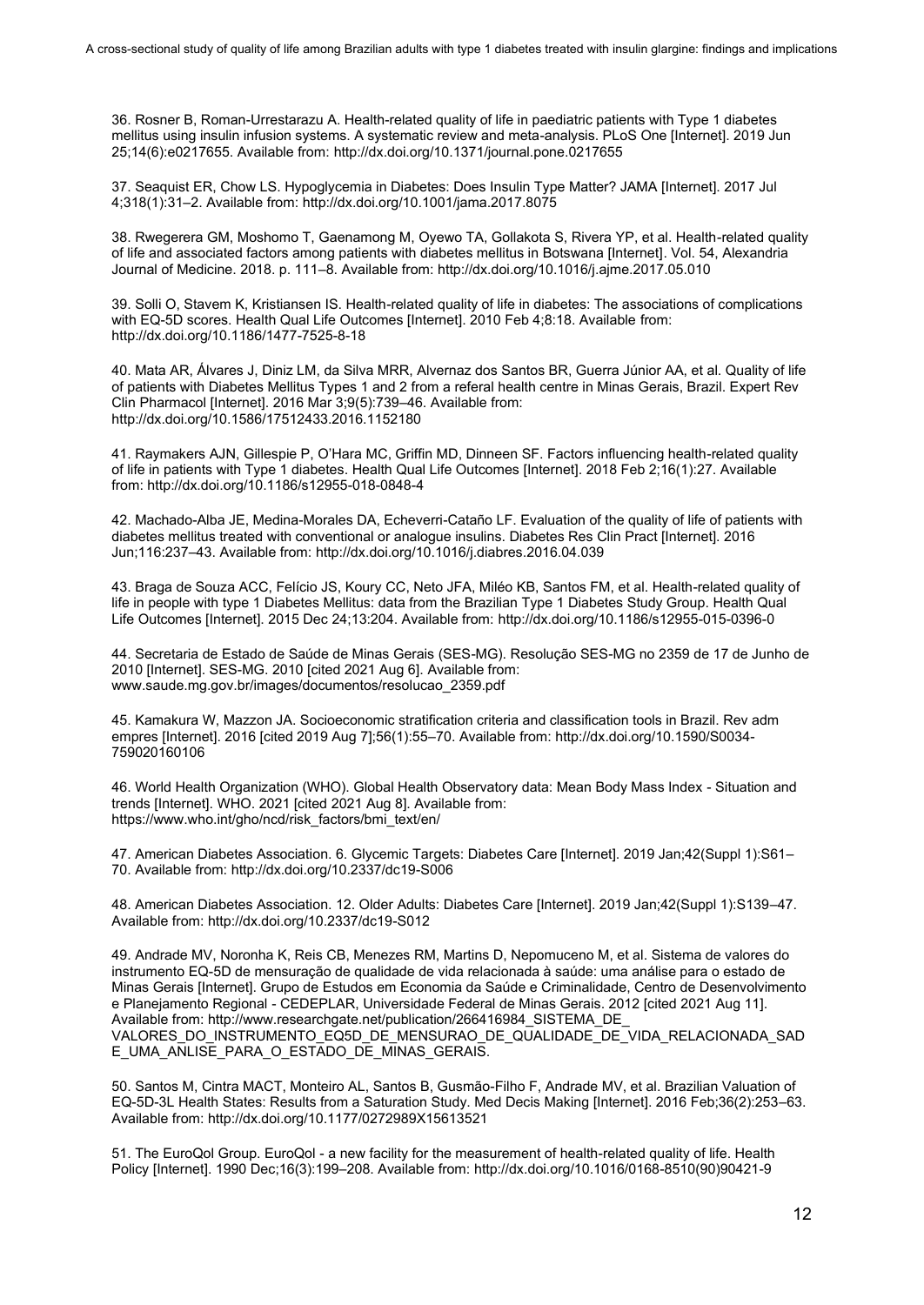36. Rosner B, Roman-Urrestarazu A. Health-related quality of life in paediatric patients with Type 1 diabetes mellitus using insulin infusion systems. A systematic review and meta-analysis. PLoS One [Internet]. 2019 Jun 25;14(6):e0217655. Available from: http://dx.doi.org/10.1371/journal.pone.0217655

37. Seaquist ER, Chow LS. Hypoglycemia in Diabetes: Does Insulin Type Matter? JAMA [Internet]. 2017 Jul 4;318(1):31–2. Available from: http://dx.doi.org/10.1001/jama.2017.8075

38. Rwegerera GM, Moshomo T, Gaenamong M, Oyewo TA, Gollakota S, Rivera YP, et al. Health-related quality of life and associated factors among patients with diabetes mellitus in Botswana [Internet]. Vol. 54, Alexandria Journal of Medicine. 2018. p. 111–8. Available from: http://dx.doi.org/10.1016/j.ajme.2017.05.010

39. Solli O, Stavem K, Kristiansen IS. Health-related quality of life in diabetes: The associations of complications with EQ-5D scores. Health Qual Life Outcomes [Internet]. 2010 Feb 4;8:18. Available from: http://dx.doi.org/10.1186/1477-7525-8-18

40. Mata AR, Álvares J, Diniz LM, da Silva MRR, Alvernaz dos Santos BR, Guerra Júnior AA, et al. Quality of life of patients with Diabetes Mellitus Types 1 and 2 from a referal health centre in Minas Gerais, Brazil. Expert Rev Clin Pharmacol [Internet]. 2016 Mar 3;9(5):739–46. Available from: http://dx.doi.org/10.1586/17512433.2016.1152180

41. Raymakers AJN, Gillespie P, O'Hara MC, Griffin MD, Dinneen SF. Factors influencing health-related quality of life in patients with Type 1 diabetes. Health Qual Life Outcomes [Internet]. 2018 Feb 2;16(1):27. Available from: http://dx.doi.org/10.1186/s12955-018-0848-4

42. Machado-Alba JE, Medina-Morales DA, Echeverri-Cataño LF. Evaluation of the quality of life of patients with diabetes mellitus treated with conventional or analogue insulins. Diabetes Res Clin Pract [Internet]. 2016 Jun;116:237–43. Available from: http://dx.doi.org/10.1016/j.diabres.2016.04.039

43. Braga de Souza ACC, Felício JS, Koury CC, Neto JFA, Miléo KB, Santos FM, et al. Health-related quality of life in people with type 1 Diabetes Mellitus: data from the Brazilian Type 1 Diabetes Study Group. Health Qual Life Outcomes [Internet]. 2015 Dec 24;13:204. Available from: http://dx.doi.org/10.1186/s12955-015-0396-0

44. Secretaria de Estado de Saúde de Minas Gerais (SES-MG). Resolução SES-MG no 2359 de 17 de Junho de 2010 [Internet]. SES-MG. 2010 [cited 2021 Aug 6]. Available from: www.saude.mg.gov.br/images/documentos/resolucao_2359.pdf

45. Kamakura W, Mazzon JA. Socioeconomic stratification criteria and classification tools in Brazil. Rev adm empres [Internet]. 2016 [cited 2019 Aug 7];56(1):55–70. Available from: http://dx.doi.org/10.1590/S0034-759020160106

46. World Health Organization (WHO). Global Health Observatory data: Mean Body Mass Index - Situation and trends [Internet]. WHO. 2021 [cited 2021 Aug 8]. Available from: https://www.who.int/gho/ncd/risk_factors/bmi_text/en/

47. American Diabetes Association. 6. Glycemic Targets: Diabetes Care [Internet]. 2019 Jan;42(Suppl 1):S61–70. Available from: http://dx.doi.org/10.2337/dc19-S006

48. American Diabetes Association. 12. Older Adults: Diabetes Care [Internet]. 2019 Jan;42(Suppl 1):S139–47. Available from: http://dx.doi.org/10.2337/dc19-S012

49. Andrade MV, Noronha K, Reis CB, Menezes RM, Martins D, Nepomuceno M, et al. Sistema de valores do instrumento EQ-5D de mensuração de qualidade de vida relacionada à saúde: uma análise para o estado de Minas Gerais [Internet]. Grupo de Estudos em Economia da Saúde e Criminalidade, Centro de Desenvolvimento e Planejamento Regional - CEDEPLAR, Universidade Federal de Minas Gerais. 2012 [cited 2021 Aug 11]. Available from: http://www.researchgate.net/publication/266416984_SISTEMA_DE_VALORES_DO_INSTRUMENTO_EQ5D_DE_MENSURAO_DE_QUALIDADE_DE_VIDA_RELACIONADA_SADE_UMA_ANLISE_PARA_O_ESTADO_DE_MINAS_GERAIS.

50. Santos M, Cintra MACT, Monteiro AL, Santos B, Gusmão-Filho F, Andrade MV, et al. Brazilian Valuation of EQ-5D-3L Health States: Results from a Saturation Study. Med Decis Making [Internet]. 2016 Feb;36(2):253–63. Available from: http://dx.doi.org/10.1177/0272989X15613521

51. The EuroQol Group. EuroQol - a new facility for the measurement of health-related quality of life. Health Policy [Internet]. 1990 Dec;16(3):199–208. Available from: http://dx.doi.org/10.1016/0168-8510(90)90421-9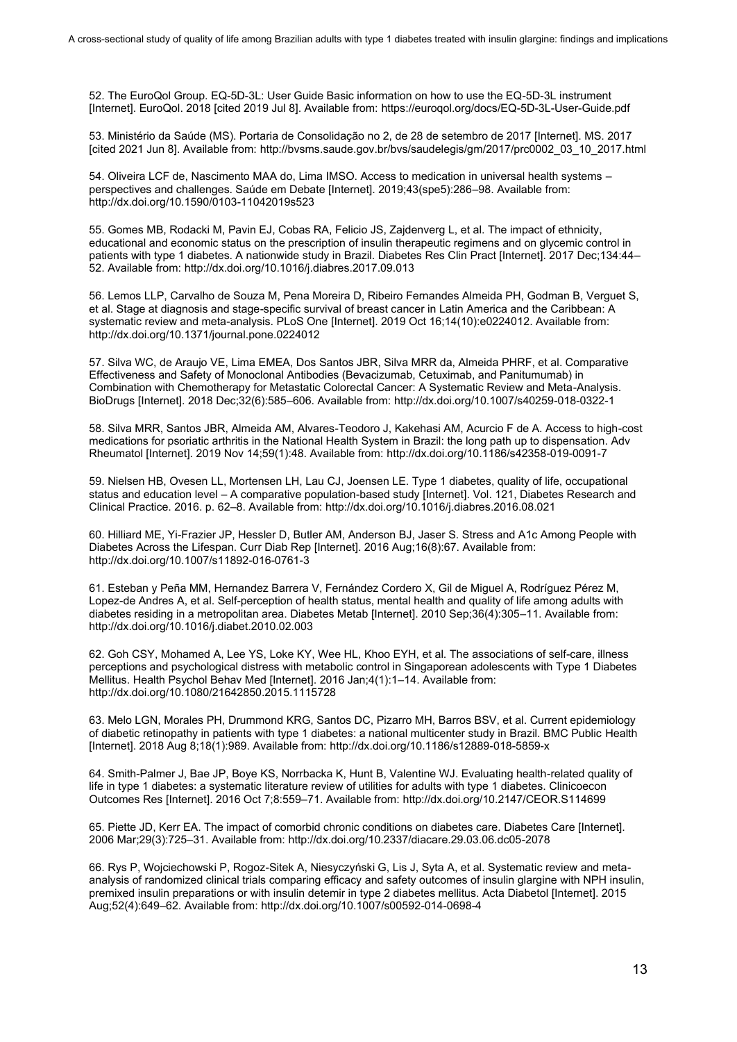52. The EuroQol Group. EQ-5D-3L: User Guide Basic information on how to use the EQ-5D-3L instrument [Internet]. EuroQol. 2018 [cited 2019 Jul 8]. Available from: https://euroqol.org/docs/EQ-5D-3L-User-Guide.pdf

53. Ministério da Saúde (MS). Portaria de Consolidação no 2, de 28 de setembro de 2017 [Internet]. MS. 2017 [cited 2021 Jun 8]. Available from: http://bvsms.saude.gov.br/bvs/saudelegis/gm/2017/prc0002_03_10_2017.html

54. Oliveira LCF de, Nascimento MAA do, Lima IMSO. Access to medication in universal health systems – perspectives and challenges. Saúde em Debate [Internet]. 2019;43(spe5):286–98. Available from: http://dx.doi.org/10.1590/0103-11042019s523

55. Gomes MB, Rodacki M, Pavin EJ, Cobas RA, Felicio JS, Zajdenverg L, et al. The impact of ethnicity, educational and economic status on the prescription of insulin therapeutic regimens and on glycemic control in patients with type 1 diabetes. A nationwide study in Brazil. Diabetes Res Clin Pract [Internet]. 2017 Dec;134:44–52. Available from: http://dx.doi.org/10.1016/j.diabres.2017.09.013

56. Lemos LLP, Carvalho de Souza M, Pena Moreira D, Ribeiro Fernandes Almeida PH, Godman B, Verguet S, et al. Stage at diagnosis and stage-specific survival of breast cancer in Latin America and the Caribbean: A systematic review and meta-analysis. PLoS One [Internet]. 2019 Oct 16;14(10):e0224012. Available from: http://dx.doi.org/10.1371/journal.pone.0224012

57. Silva WC, de Araujo VE, Lima EMEA, Dos Santos JBR, Silva MRR da, Almeida PHRF, et al. Comparative Effectiveness and Safety of Monoclonal Antibodies (Bevacizumab, Cetuximab, and Panitumumab) in Combination with Chemotherapy for Metastatic Colorectal Cancer: A Systematic Review and Meta-Analysis. BioDrugs [Internet]. 2018 Dec;32(6):585–606. Available from: http://dx.doi.org/10.1007/s40259-018-0322-1

58. Silva MRR, Santos JBR, Almeida AM, Alvares-Teodoro J, Kakehasi AM, Acurcio F de A. Access to high-cost medications for psoriatic arthritis in the National Health System in Brazil: the long path up to dispensation. Adv Rheumatol [Internet]. 2019 Nov 14;59(1):48. Available from: http://dx.doi.org/10.1186/s42358-019-0091-7

59. Nielsen HB, Ovesen LL, Mortensen LH, Lau CJ, Joensen LE. Type 1 diabetes, quality of life, occupational status and education level – A comparative population-based study [Internet]. Vol. 121, Diabetes Research and Clinical Practice. 2016. p. 62–8. Available from: http://dx.doi.org/10.1016/j.diabres.2016.08.021

60. Hilliard ME, Yi-Frazier JP, Hessler D, Butler AM, Anderson BJ, Jaser S. Stress and A1c Among People with Diabetes Across the Lifespan. Curr Diab Rep [Internet]. 2016 Aug;16(8):67. Available from: http://dx.doi.org/10.1007/s11892-016-0761-3

61. Esteban y Peña MM, Hernandez Barrera V, Fernández Cordero X, Gil de Miguel A, Rodríguez Pérez M, Lopez-de Andres A, et al. Self-perception of health status, mental health and quality of life among adults with diabetes residing in a metropolitan area. Diabetes Metab [Internet]. 2010 Sep;36(4):305–11. Available from: http://dx.doi.org/10.1016/j.diabet.2010.02.003

62. Goh CSY, Mohamed A, Lee YS, Loke KY, Wee HL, Khoo EYH, et al. The associations of self-care, illness perceptions and psychological distress with metabolic control in Singaporean adolescents with Type 1 Diabetes Mellitus. Health Psychol Behav Med [Internet]. 2016 Jan;4(1):1–14. Available from: http://dx.doi.org/10.1080/21642850.2015.1115728

63. Melo LGN, Morales PH, Drummond KRG, Santos DC, Pizarro MH, Barros BSV, et al. Current epidemiology of diabetic retinopathy in patients with type 1 diabetes: a national multicenter study in Brazil. BMC Public Health [Internet]. 2018 Aug 8;18(1):989. Available from: http://dx.doi.org/10.1186/s12889-018-5859-x

64. Smith-Palmer J, Bae JP, Boye KS, Norrbacka K, Hunt B, Valentine WJ. Evaluating health-related quality of life in type 1 diabetes: a systematic literature review of utilities for adults with type 1 diabetes. Clinicoecon Outcomes Res [Internet]. 2016 Oct 7;8:559–71. Available from: http://dx.doi.org/10.2147/CEOR.S114699

65. Piette JD, Kerr EA. The impact of comorbid chronic conditions on diabetes care. Diabetes Care [Internet]. 2006 Mar;29(3):725–31. Available from: http://dx.doi.org/10.2337/diacare.29.03.06.dc05-2078

66. Rys P, Wojciechowski P, Rogoz-Sitek A, Niesyczyński G, Lis J, Syta A, et al. Systematic review and meta-analysis of randomized clinical trials comparing efficacy and safety outcomes of insulin glargine with NPH insulin, premixed insulin preparations or with insulin detemir in type 2 diabetes mellitus. Acta Diabetol [Internet]. 2015 Aug;52(4):649–62. Available from: http://dx.doi.org/10.1007/s00592-014-0698-4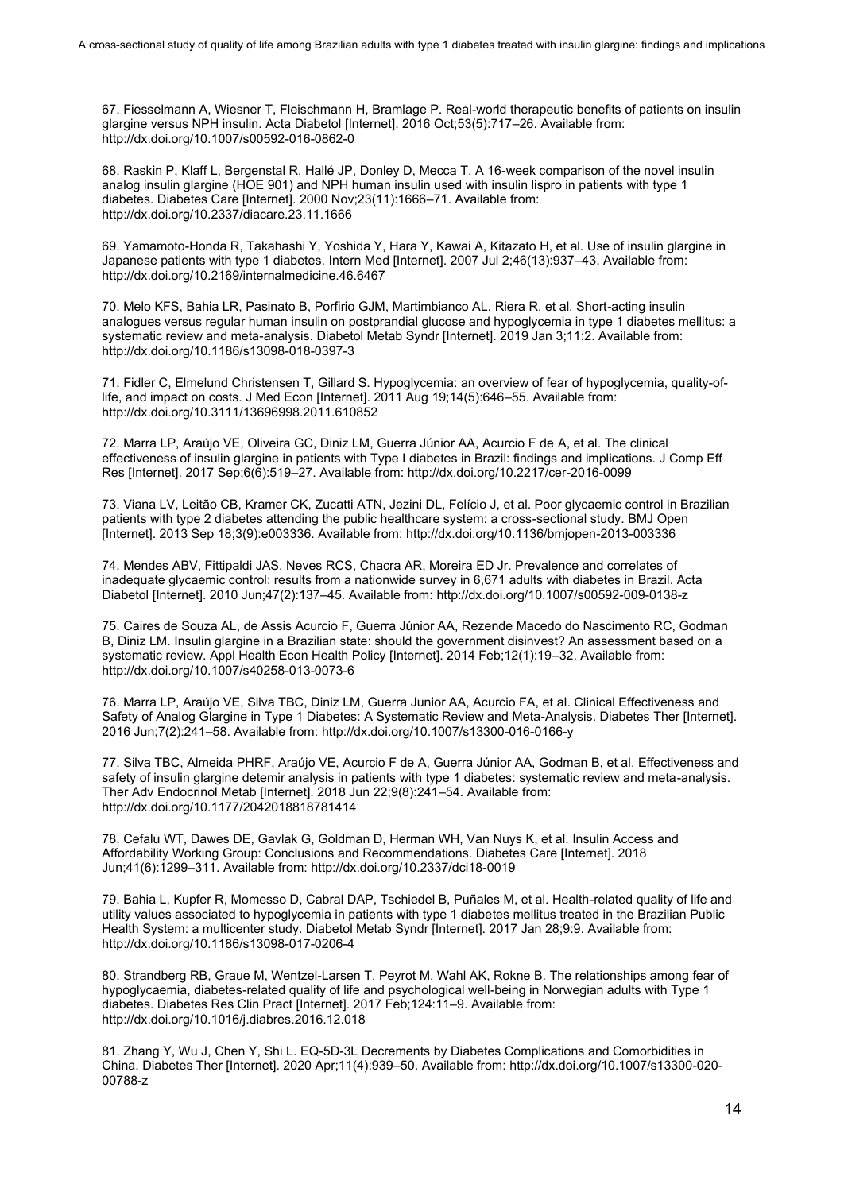67. Fiesselmann A, Wiesner T, Fleischmann H, Bramlage P. Real-world therapeutic benefits of patients on insulin glargine versus NPH insulin. Acta Diabetol [Internet]. 2016 Oct;53(5):717–26. Available from: http://dx.doi.org/10.1007/s00592-016-0862-0

68. Raskin P, Klaff L, Bergenstal R, Hallé JP, Donley D, Mecca T. A 16-week comparison of the novel insulin analog insulin glargine (HOE 901) and NPH human insulin used with insulin lispro in patients with type 1 diabetes. Diabetes Care [Internet]. 2000 Nov;23(11):1666–71. Available from: http://dx.doi.org/10.2337/diacare.23.11.1666

69. Yamamoto-Honda R, Takahashi Y, Yoshida Y, Hara Y, Kawai A, Kitazato H, et al. Use of insulin glargine in Japanese patients with type 1 diabetes. Intern Med [Internet]. 2007 Jul 2;46(13):937–43. Available from: http://dx.doi.org/10.2169/internalmedicine.46.6467

70. Melo KFS, Bahia LR, Pasinato B, Porfirio GJM, Martimbianco AL, Riera R, et al. Short-acting insulin analogues versus regular human insulin on postprandial glucose and hypoglycemia in type 1 diabetes mellitus: a systematic review and meta-analysis. Diabetol Metab Syndr [Internet]. 2019 Jan 3;11:2. Available from: http://dx.doi.org/10.1186/s13098-018-0397-3

71. Fidler C, Elmelund Christensen T, Gillard S. Hypoglycemia: an overview of fear of hypoglycemia, quality-of-life, and impact on costs. J Med Econ [Internet]. 2011 Aug 19;14(5):646–55. Available from: http://dx.doi.org/10.3111/13696998.2011.610852

72. Marra LP, Araújo VE, Oliveira GC, Diniz LM, Guerra Júnior AA, Acurcio F de A, et al. The clinical effectiveness of insulin glargine in patients with Type I diabetes in Brazil: findings and implications. J Comp Eff Res [Internet]. 2017 Sep;6(6):519–27. Available from: http://dx.doi.org/10.2217/cer-2016-0099

73. Viana LV, Leitão CB, Kramer CK, Zucatti ATN, Jezini DL, Felício J, et al. Poor glycaemic control in Brazilian patients with type 2 diabetes attending the public healthcare system: a cross-sectional study. BMJ Open [Internet]. 2013 Sep 18;3(9):e003336. Available from: http://dx.doi.org/10.1136/bmjopen-2013-003336

74. Mendes ABV, Fittipaldi JAS, Neves RCS, Chacra AR, Moreira ED Jr. Prevalence and correlates of inadequate glycaemic control: results from a nationwide survey in 6,671 adults with diabetes in Brazil. Acta Diabetol [Internet]. 2010 Jun;47(2):137–45. Available from: http://dx.doi.org/10.1007/s00592-009-0138-z

75. Caires de Souza AL, de Assis Acurcio F, Guerra Júnior AA, Rezende Macedo do Nascimento RC, Godman B, Diniz LM. Insulin glargine in a Brazilian state: should the government disinvest? An assessment based on a systematic review. Appl Health Econ Health Policy [Internet]. 2014 Feb;12(1):19–32. Available from: http://dx.doi.org/10.1007/s40258-013-0073-6

76. Marra LP, Araújo VE, Silva TBC, Diniz LM, Guerra Junior AA, Acurcio FA, et al. Clinical Effectiveness and Safety of Analog Glargine in Type 1 Diabetes: A Systematic Review and Meta-Analysis. Diabetes Ther [Internet]. 2016 Jun;7(2):241–58. Available from: http://dx.doi.org/10.1007/s13300-016-0166-y

77. Silva TBC, Almeida PHRF, Araújo VE, Acurcio F de A, Guerra Júnior AA, Godman B, et al. Effectiveness and safety of insulin glargine detemir analysis in patients with type 1 diabetes: systematic review and meta-analysis. Ther Adv Endocrinol Metab [Internet]. 2018 Jun 22;9(8):241–54. Available from: http://dx.doi.org/10.1177/2042018818781414

78. Cefalu WT, Dawes DE, Gavlak G, Goldman D, Herman WH, Van Nuys K, et al. Insulin Access and Affordability Working Group: Conclusions and Recommendations. Diabetes Care [Internet]. 2018 Jun;41(6):1299–311. Available from: http://dx.doi.org/10.2337/dci18-0019

79. Bahia L, Kupfer R, Momesso D, Cabral DAP, Tschiedel B, Puñales M, et al. Health-related quality of life and utility values associated to hypoglycemia in patients with type 1 diabetes mellitus treated in the Brazilian Public Health System: a multicenter study. Diabetol Metab Syndr [Internet]. 2017 Jan 28;9:9. Available from: http://dx.doi.org/10.1186/s13098-017-0206-4

80. Strandberg RB, Graue M, Wentzel-Larsen T, Peyrot M, Wahl AK, Rokne B. The relationships among fear of hypoglycaemia, diabetes-related quality of life and psychological well-being in Norwegian adults with Type 1 diabetes. Diabetes Res Clin Pract [Internet]. 2017 Feb;124:11–9. Available from: http://dx.doi.org/10.1016/j.diabres.2016.12.018

81. Zhang Y, Wu J, Chen Y, Shi L. EQ-5D-3L Decrements by Diabetes Complications and Comorbidities in China. Diabetes Ther [Internet]. 2020 Apr;11(4):939–50. Available from: http://dx.doi.org/10.1007/s13300-020-00788-z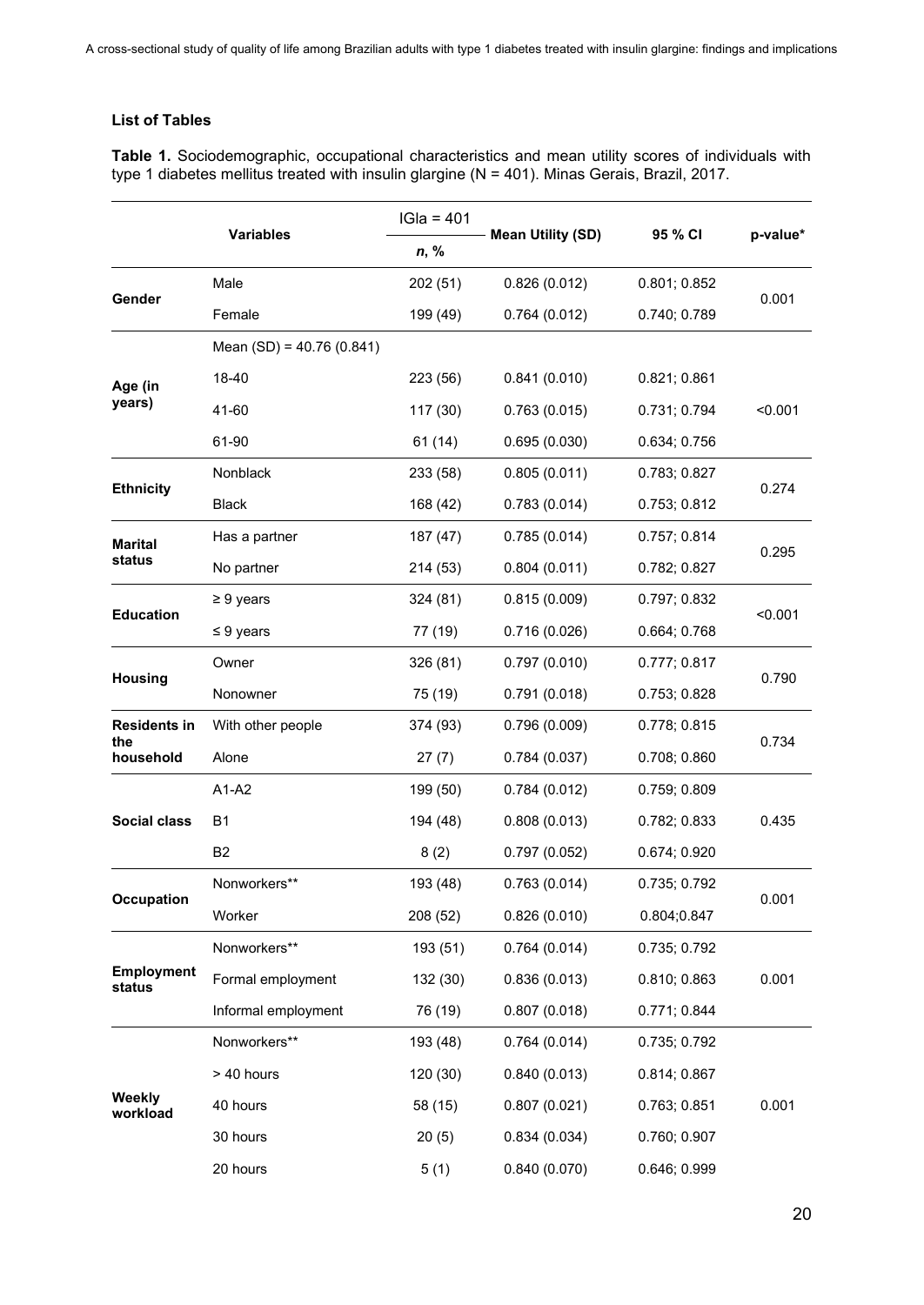**List of Tables**

**Table 1.** Sociodemographic, occupational characteristics and mean utility scores of individuals with type 1 diabetes mellitus treated with insulin glargine (N = 401). Minas Gerais, Brazil, 2017.

| Variables | | IGla = 401 | Mean Utility (SD) | 95 % CI | p-value* |
|---|---|---|---|---|---|
| | | ***n*, %** | | | |
| **Gender** | Male | 202 (51) | 0.826 (0.012) | 0.801; 0.852 | 0.001 |
| | Female | 199 (49) | 0.764 (0.012) | 0.740; 0.789 | |
| **Age (in years)** | Mean (SD) = 40.76 (0.841) | | | | |
| | 18-40 | 223 (56) | 0.841 (0.010) | 0.821; 0.861 | <0.001 |
| | 41-60 | 117 (30) | 0.763 (0.015) | 0.731; 0.794 | |
| | 61-90 | 61 (14) | 0.695 (0.030) | 0.634; 0.756 | |
| **Ethnicity** | Nonblack | 233 (58) | 0.805 (0.011) | 0.783; 0.827 | 0.274 |
| | Black | 168 (42) | 0.783 (0.014) | 0.753; 0.812 | |
| **Marital status** | Has a partner | 187 (47) | 0.785 (0.014) | 0.757; 0.814 | 0.295 |
| | No partner | 214 (53) | 0.804 (0.011) | 0.782; 0.827 | |
| **Education** | ≥ 9 years | 324 (81) | 0.815 (0.009) | 0.797; 0.832 | <0.001 |
| | ≤ 9 years | 77 (19) | 0.716 (0.026) | 0.664; 0.768 | |
| **Housing** | Owner | 326 (81) | 0.797 (0.010) | 0.777; 0.817 | 0.790 |
| | Nonowner | 75 (19) | 0.791 (0.018) | 0.753; 0.828 | |
| **Residents in the household** | With other people | 374 (93) | 0.796 (0.009) | 0.778; 0.815 | 0.734 |
| | Alone | 27 (7) | 0.784 (0.037) | 0.708; 0.860 | |
| **Social class** | A1-A2 | 199 (50) | 0.784 (0.012) | 0.759; 0.809 | 0.435 |
| | B1 | 194 (48) | 0.808 (0.013) | 0.782; 0.833 | |
| | B2 | 8 (2) | 0.797 (0.052) | 0.674; 0.920 | |
| **Occupation** | Nonworkers** | 193 (48) | 0.763 (0.014) | 0.735; 0.792 | 0.001 |
| | Worker | 208 (52) | 0.826 (0.010) | 0.804;0.847 | |
| **Employment status** | Nonworkers** | 193 (51) | 0.764 (0.014) | 0.735; 0.792 | 0.001 |
| | Formal employment | 132 (30) | 0.836 (0.013) | 0.810; 0.863 | |
| | Informal employment | 76 (19) | 0.807 (0.018) | 0.771; 0.844 | |
| **Weekly workload** | Nonworkers** | 193 (48) | 0.764 (0.014) | 0.735; 0.792 | 0.001 |
| | > 40 hours | 120 (30) | 0.840 (0.013) | 0.814; 0.867 | |
| | 40 hours | 58 (15) | 0.807 (0.021) | 0.763; 0.851 | |
| | 30 hours | 20 (5) | 0.834 (0.034) | 0.760; 0.907 | |
| | 20 hours | 5 (1) | 0.840 (0.070) | 0.646; 0.999 | |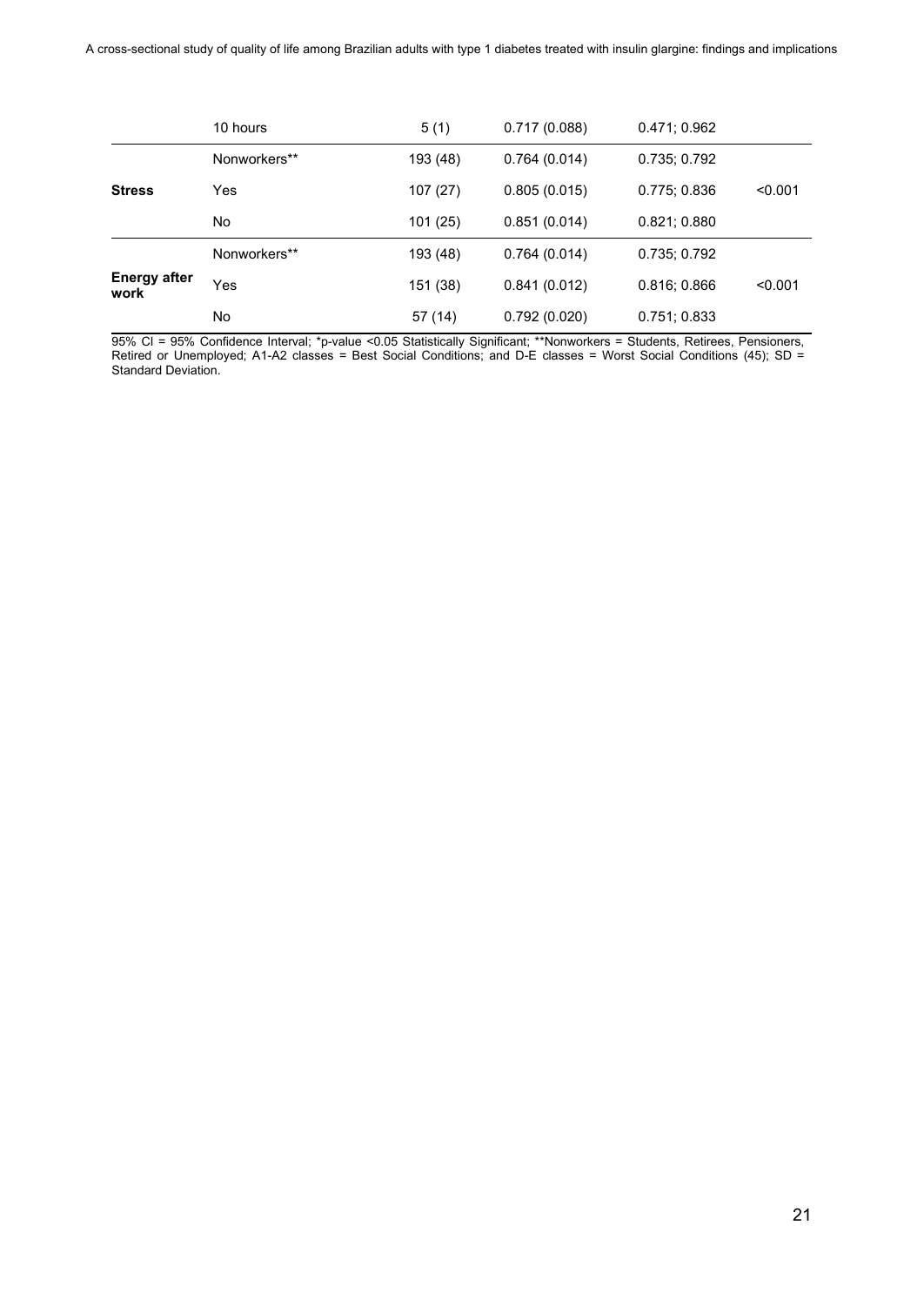| | | | | | |
|---|---|---|---|---|---|
| | 10 hours | 5 (1) | 0.717 (0.088) | 0.471; 0.962 | |
| **Stress** | Nonworkers** | 193 (48) | 0.764 (0.014) | 0.735; 0.792 | <0.001 |
| | Yes | 107 (27) | 0.805 (0.015) | 0.775; 0.836 | |
| | No | 101 (25) | 0.851 (0.014) | 0.821; 0.880 | |
| **Energy after work** | Nonworkers** | 193 (48) | 0.764 (0.014) | 0.735; 0.792 | <0.001 |
| | Yes | 151 (38) | 0.841 (0.012) | 0.816; 0.866 | |
| | No | 57 (14) | 0.792 (0.020) | 0.751; 0.833 | |

95% CI = 95% Confidence Interval; *p-value <0.05 Statistically Significant; **Nonworkers = Students, Retirees, Pensioners, Retired or Unemployed; A1-A2 classes = Best Social Conditions; and D-E classes = Worst Social Conditions (45); SD = Standard Deviation.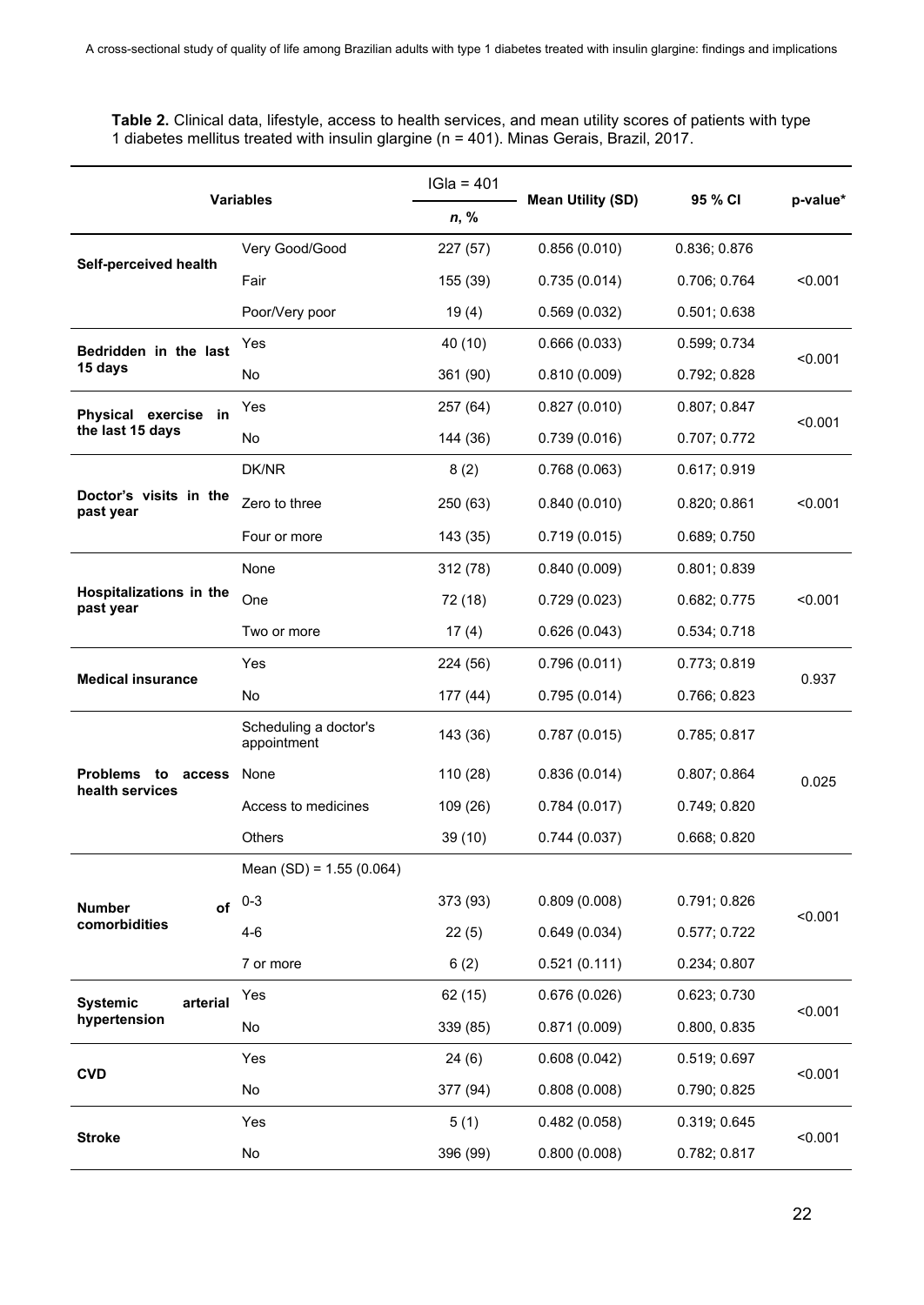**Table 2.** Clinical data, lifestyle, access to health services, and mean utility scores of patients with type 1 diabetes mellitus treated with insulin glargine (n = 401). Minas Gerais, Brazil, 2017.

| Variables | | IGla = 401 | Mean Utility (SD) | 95 % CI | p-value* |
|---|---|---|---|---|---|
| | | *n*, % | | | |
| **Self-perceived health** | Very Good/Good | 227 (57) | 0.856 (0.010) | 0.836; 0.876 | <0.001 |
| | Fair | 155 (39) | 0.735 (0.014) | 0.706; 0.764 | |
| | Poor/Very poor | 19 (4) | 0.569 (0.032) | 0.501; 0.638 | |
| **Bedridden in the last 15 days** | Yes | 40 (10) | 0.666 (0.033) | 0.599; 0.734 | <0.001 |
| | No | 361 (90) | 0.810 (0.009) | 0.792; 0.828 | |
| **Physical exercise in the last 15 days** | Yes | 257 (64) | 0.827 (0.010) | 0.807; 0.847 | <0.001 |
| | No | 144 (36) | 0.739 (0.016) | 0.707; 0.772 | |
| **Doctor's visits in the past year** | DK/NR | 8 (2) | 0.768 (0.063) | 0.617; 0.919 | <0.001 |
| | Zero to three | 250 (63) | 0.840 (0.010) | 0.820; 0.861 | |
| | Four or more | 143 (35) | 0.719 (0.015) | 0.689; 0.750 | |
| **Hospitalizations in the past year** | None | 312 (78) | 0.840 (0.009) | 0.801; 0.839 | <0.001 |
| | One | 72 (18) | 0.729 (0.023) | 0.682; 0.775 | |
| | Two or more | 17 (4) | 0.626 (0.043) | 0.534; 0.718 | |
| **Medical insurance** | Yes | 224 (56) | 0.796 (0.011) | 0.773; 0.819 | 0.937 |
| | No | 177 (44) | 0.795 (0.014) | 0.766; 0.823 | |
| **Problems to access health services** | Scheduling a doctor's appointment | 143 (36) | 0.787 (0.015) | 0.785; 0.817 | 0.025 |
| | None | 110 (28) | 0.836 (0.014) | 0.807; 0.864 | |
| | Access to medicines | 109 (26) | 0.784 (0.017) | 0.749; 0.820 | |
| | Others | 39 (10) | 0.744 (0.037) | 0.668; 0.820 | |
| **Number of comorbidities** | Mean (SD) = 1.55 (0.064) | | | | |
| | 0-3 | 373 (93) | 0.809 (0.008) | 0.791; 0.826 | <0.001 |
| | 4-6 | 22 (5) | 0.649 (0.034) | 0.577; 0.722 | |
| | 7 or more | 6 (2) | 0.521 (0.111) | 0.234; 0.807 | |
| **Systemic arterial hypertension** | Yes | 62 (15) | 0.676 (0.026) | 0.623; 0.730 | <0.001 |
| | No | 339 (85) | 0.871 (0.009) | 0.800, 0.835 | |
| **CVD** | Yes | 24 (6) | 0.608 (0.042) | 0.519; 0.697 | <0.001 |
| | No | 377 (94) | 0.808 (0.008) | 0.790; 0.825 | |
| **Stroke** | Yes | 5 (1) | 0.482 (0.058) | 0.319; 0.645 | <0.001 |
| | No | 396 (99) | 0.800 (0.008) | 0.782; 0.817 | |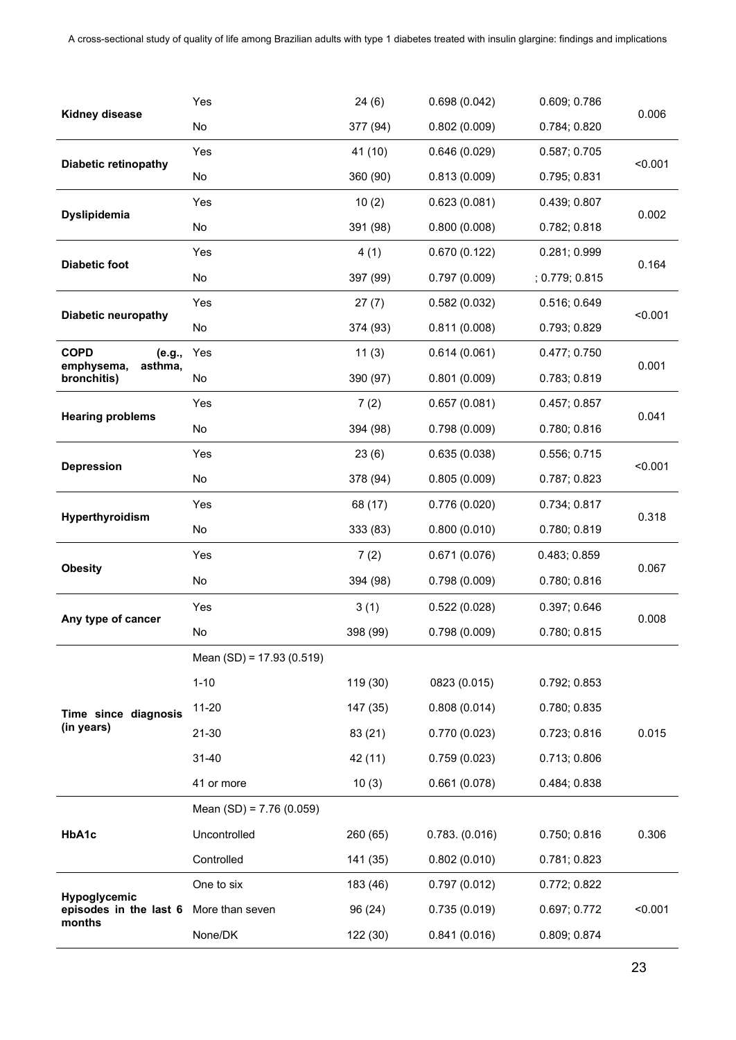| | | | | | |
|---|---|---|---|---|---|
| **Kidney disease** | Yes | 24 (6) | 0.698 (0.042) | 0.609; 0.786 | 0.006 |
| | No | 377 (94) | 0.802 (0.009) | 0.784; 0.820 | |
| **Diabetic retinopathy** | Yes | 41 (10) | 0.646 (0.029) | 0.587; 0.705 | <0.001 |
| | No | 360 (90) | 0.813 (0.009) | 0.795; 0.831 | |
| **Dyslipidemia** | Yes | 10 (2) | 0.623 (0.081) | 0.439; 0.807 | 0.002 |
| | No | 391 (98) | 0.800 (0.008) | 0.782; 0.818 | |
| **Diabetic foot** | Yes | 4 (1) | 0.670 (0.122) | 0.281; 0.999 | 0.164 |
| | No | 397 (99) | 0.797 (0.009) | ; 0.779; 0.815 | |
| **Diabetic neuropathy** | Yes | 27 (7) | 0.582 (0.032) | 0.516; 0.649 | <0.001 |
| | No | 374 (93) | 0.811 (0.008) | 0.793; 0.829 | |
| **COPD (e.g., emphysema, asthma, bronchitis)** | Yes | 11 (3) | 0.614 (0.061) | 0.477; 0.750 | 0.001 |
| | No | 390 (97) | 0.801 (0.009) | 0.783; 0.819 | |
| **Hearing problems** | Yes | 7 (2) | 0.657 (0.081) | 0.457; 0.857 | 0.041 |
| | No | 394 (98) | 0.798 (0.009) | 0.780; 0.816 | |
| **Depression** | Yes | 23 (6) | 0.635 (0.038) | 0.556; 0.715 | <0.001 |
| | No | 378 (94) | 0.805 (0.009) | 0.787; 0.823 | |
| **Hyperthyroidism** | Yes | 68 (17) | 0.776 (0.020) | 0.734; 0.817 | 0.318 |
| | No | 333 (83) | 0.800 (0.010) | 0.780; 0.819 | |
| **Obesity** | Yes | 7 (2) | 0.671 (0.076) | 0.483; 0.859 | 0.067 |
| | No | 394 (98) | 0.798 (0.009) | 0.780; 0.816 | |
| **Any type of cancer** | Yes | 3 (1) | 0.522 (0.028) | 0.397; 0.646 | 0.008 |
| | No | 398 (99) | 0.798 (0.009) | 0.780; 0.815 | |
| **Time since diagnosis (in years)** | Mean (SD) = 17.93 (0.519) | | | | |
| | 1-10 | 119 (30) | 0823 (0.015) | 0.792; 0.853 | 0.015 |
| | 11-20 | 147 (35) | 0.808 (0.014) | 0.780; 0.835 | |
| | 21-30 | 83 (21) | 0.770 (0.023) | 0.723; 0.816 | |
| | 31-40 | 42 (11) | 0.759 (0.023) | 0.713; 0.806 | |
| | 41 or more | 10 (3) | 0.661 (0.078) | 0.484; 0.838 | |
| **HbA1c** | Mean (SD) = 7.76 (0.059) | | | | |
| | Uncontrolled | 260 (65) | 0.783. (0.016) | 0.750; 0.816 | 0.306 |
| | Controlled | 141 (35) | 0.802 (0.010) | 0.781; 0.823 | |
| **Hypoglycemic episodes in the last 6 months** | One to six | 183 (46) | 0.797 (0.012) | 0.772; 0.822 | <0.001 |
| | More than seven | 96 (24) | 0.735 (0.019) | 0.697; 0.772 | |
| | None/DK | 122 (30) | 0.841 (0.016) | 0.809; 0.874 | |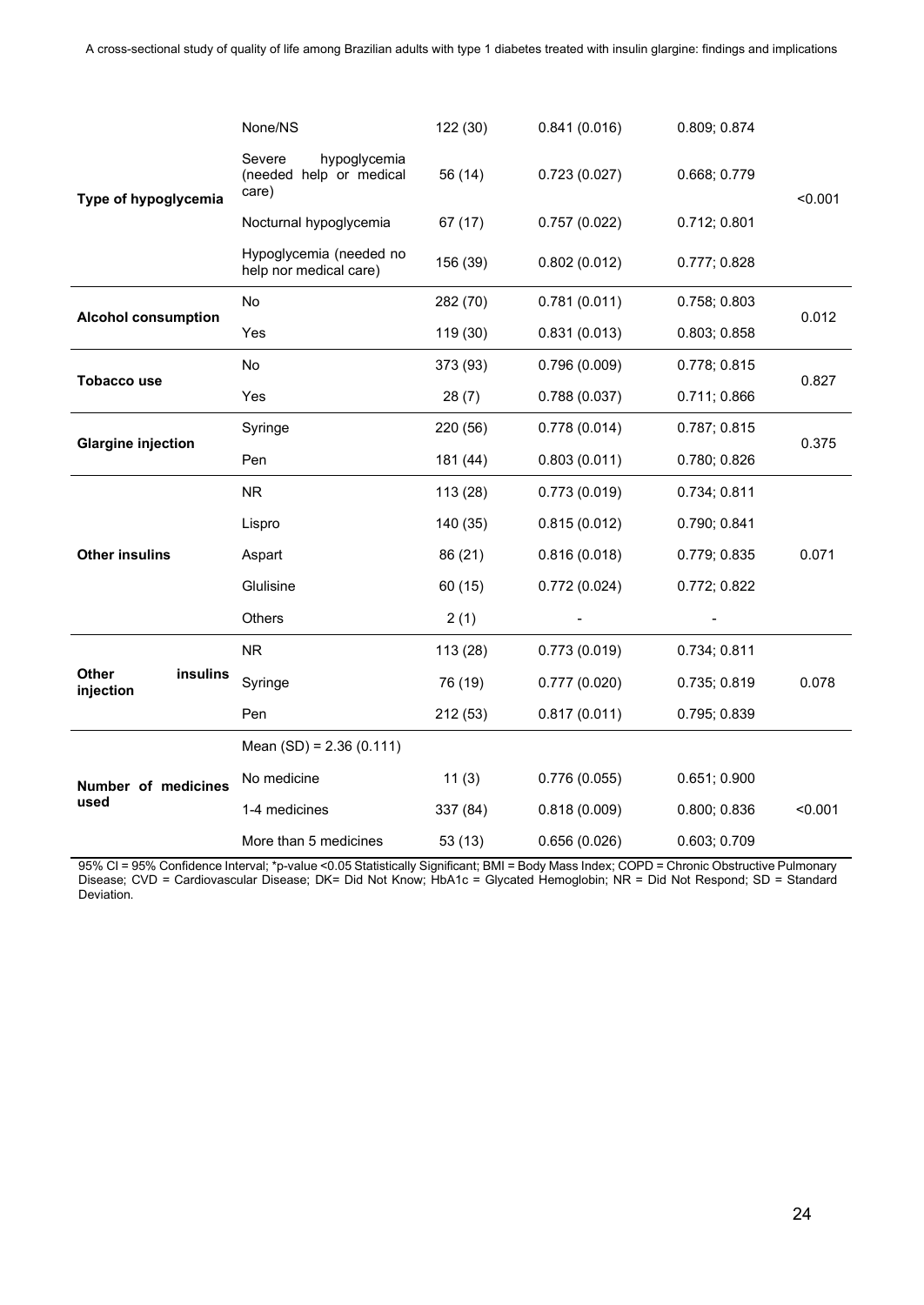| | | | | | |
|---|---|---|---|---|---|
| **Type of hypoglycemia** | None/NS | 122 (30) | 0.841 (0.016) | 0.809; 0.874 | <0.001 |
| | Severe hypoglycemia (needed help or medical care) | 56 (14) | 0.723 (0.027) | 0.668; 0.779 | |
| | Nocturnal hypoglycemia | 67 (17) | 0.757 (0.022) | 0.712; 0.801 | |
| | Hypoglycemia (needed no help nor medical care) | 156 (39) | 0.802 (0.012) | 0.777; 0.828 | |
| **Alcohol consumption** | No | 282 (70) | 0.781 (0.011) | 0.758; 0.803 | 0.012 |
| | Yes | 119 (30) | 0.831 (0.013) | 0.803; 0.858 | |
| **Tobacco use** | No | 373 (93) | 0.796 (0.009) | 0.778; 0.815 | 0.827 |
| | Yes | 28 (7) | 0.788 (0.037) | 0.711; 0.866 | |
| **Glargine injection** | Syringe | 220 (56) | 0.778 (0.014) | 0.787; 0.815 | 0.375 |
| | Pen | 181 (44) | 0.803 (0.011) | 0.780; 0.826 | |
| **Other insulins** | NR | 113 (28) | 0.773 (0.019) | 0.734; 0.811 | 0.071 |
| | Lispro | 140 (35) | 0.815 (0.012) | 0.790; 0.841 | |
| | Aspart | 86 (21) | 0.816 (0.018) | 0.779; 0.835 | |
| | Glulisine | 60 (15) | 0.772 (0.024) | 0.772; 0.822 | |
| | Others | 2 (1) | - | - | |
| **Other insulins injection** | NR | 113 (28) | 0.773 (0.019) | 0.734; 0.811 | 0.078 |
| | Syringe | 76 (19) | 0.777 (0.020) | 0.735; 0.819 | |
| | Pen | 212 (53) | 0.817 (0.011) | 0.795; 0.839 | |
| **Number of medicines used** | Mean (SD) = 2.36 (0.111) | | | | <0.001 |
| | No medicine | 11 (3) | 0.776 (0.055) | 0.651; 0.900 | |
| | 1-4 medicines | 337 (84) | 0.818 (0.009) | 0.800; 0.836 | |
| | More than 5 medicines | 53 (13) | 0.656 (0.026) | 0.603; 0.709 | |

95% CI = 95% Confidence Interval; *p-value <0.05 Statistically Significant; BMI = Body Mass Index; COPD = Chronic Obstructive Pulmonary Disease; CVD = Cardiovascular Disease; DK= Did Not Know; HbA1c = Glycated Hemoglobin; NR = Did Not Respond; SD = Standard Deviation.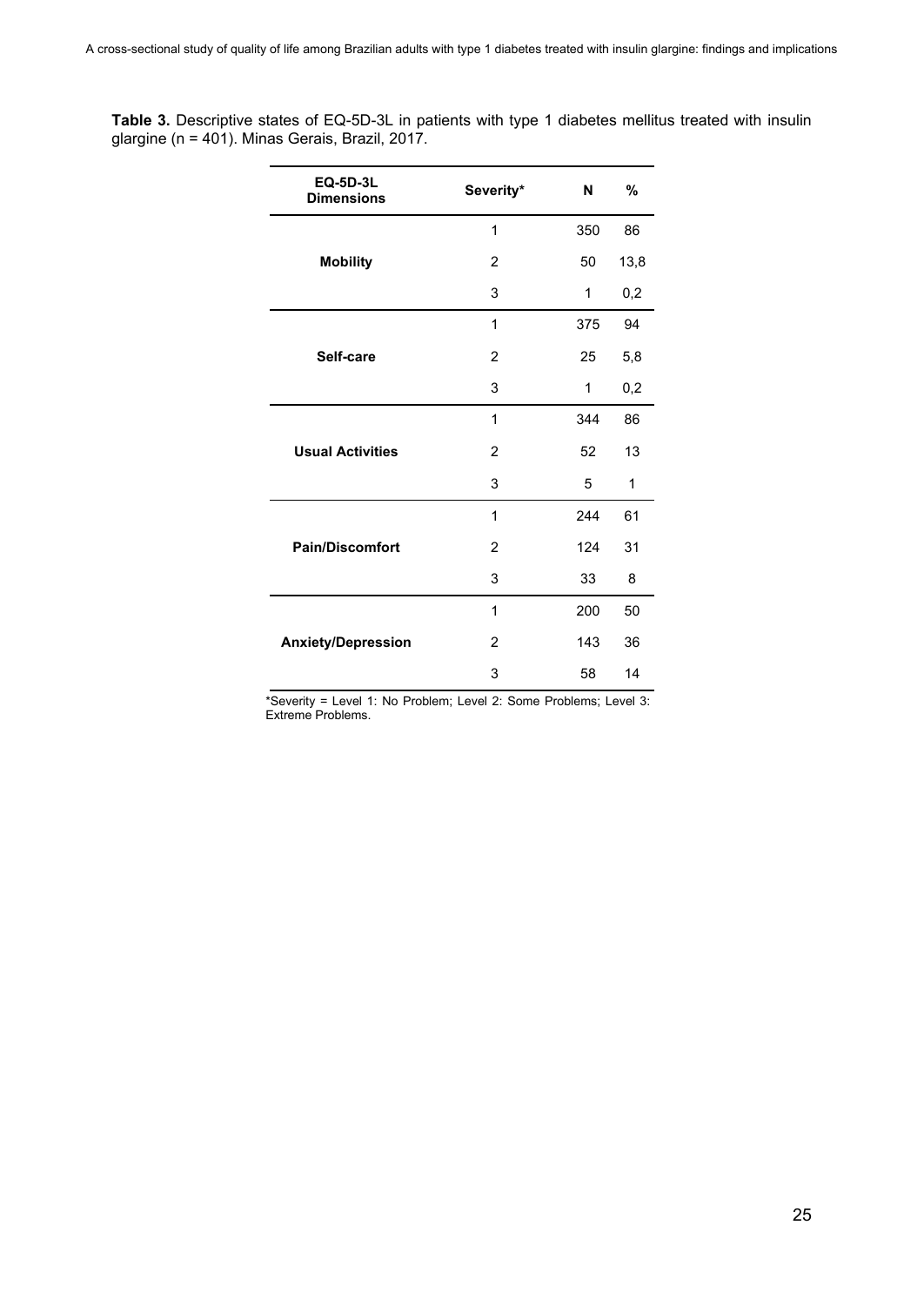**Table 3.** Descriptive states of EQ-5D-3L in patients with type 1 diabetes mellitus treated with insulin glargine (n = 401). Minas Gerais, Brazil, 2017.

| EQ-5D-3L Dimensions | Severity* | N | % |
|---|---|---|---|
| Mobility | 1 | 350 | 86 |
| | 2 | 50 | 13,8 |
| | 3 | 1 | 0,2 |
| Self-care | 1 | 375 | 94 |
| | 2 | 25 | 5,8 |
| | 3 | 1 | 0,2 |
| Usual Activities | 1 | 344 | 86 |
| | 2 | 52 | 13 |
| | 3 | 5 | 1 |
| Pain/Discomfort | 1 | 244 | 61 |
| | 2 | 124 | 31 |
| | 3 | 33 | 8 |
| Anxiety/Depression | 1 | 200 | 50 |
| | 2 | 143 | 36 |
| | 3 | 58 | 14 |

*Severity = Level 1: No Problem; Level 2: Some Problems; Level 3: Extreme Problems.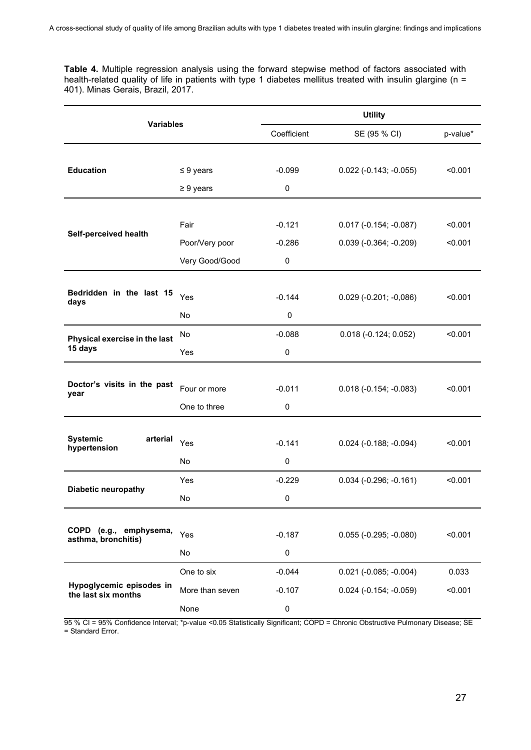**Table 4.** Multiple regression analysis using the forward stepwise method of factors associated with health-related quality of life in patients with type 1 diabetes mellitus treated with insulin glargine (n = 401). Minas Gerais, Brazil, 2017.

| Variables | | Utility | | |
|---|---|---|---|---|
| | | Coefficient | SE (95 % CI) | p-value* |
| **Education** | ≤ 9 years | -0.099 | 0.022 (-0.143; -0.055) | <0.001 |
| | ≥ 9 years | 0 | | |
| **Self-perceived health** | Fair | -0.121 | 0.017 (-0.154; -0.087) | <0.001 |
| | Poor/Very poor | -0.286 | 0.039 (-0.364; -0.209) | <0.001 |
| | Very Good/Good | 0 | | |
| **Bedridden in the last 15 days** | Yes | -0.144 | 0.029 (-0.201; -0,086) | <0.001 |
| | No | 0 | | |
| **Physical exercise in the last 15 days** | No | -0.088 | 0.018 (-0.124; 0.052) | <0.001 |
| | Yes | 0 | | |
| **Doctor's visits in the past year** | Four or more | -0.011 | 0.018 (-0.154; -0.083) | <0.001 |
| | One to three | 0 | | |
| **Systemic arterial hypertension** | Yes | -0.141 | 0.024 (-0.188; -0.094) | <0.001 |
| | No | 0 | | |
| **Diabetic neuropathy** | Yes | -0.229 | 0.034 (-0.296; -0.161) | <0.001 |
| | No | 0 | | |
| **COPD (e.g., emphysema, asthma, bronchitis)** | Yes | -0.187 | 0.055 (-0.295; -0.080) | <0.001 |
| | No | 0 | | |
| **Hypoglycemic episodes in the last six months** | One to six | -0.044 | 0.021 (-0.085; -0.004) | 0.033 |
| | More than seven | -0.107 | 0.024 (-0.154; -0.059) | <0.001 |
| | None | 0 | | |

95 % CI = 95% Confidence Interval; *p-value <0.05 Statistically Significant; COPD = Chronic Obstructive Pulmonary Disease; SE = Standard Error.